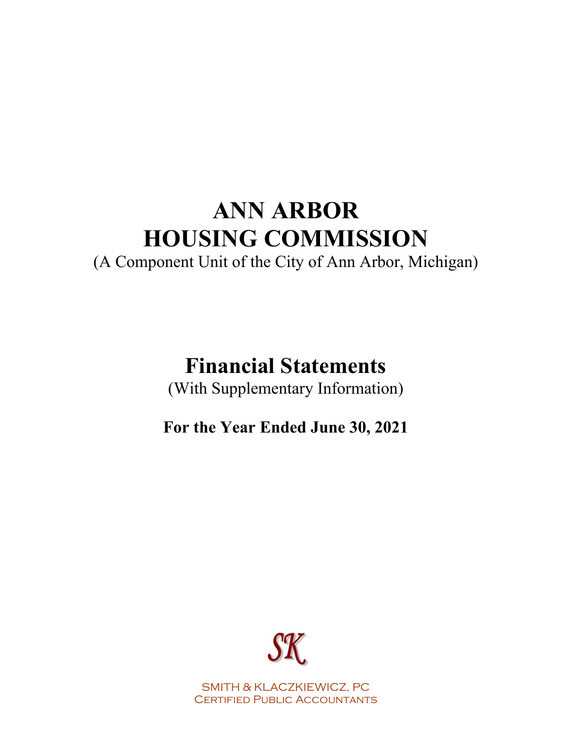# ANN ARBOR
# HOUSING COMMISSION

(A Component Unit of the City of Ann Arbor, Michigan)

## Financial Statements

(With Supplementary Information)

### For the Year Ended June 30, 2021

SK

SMITH & KLACZKIEWICZ, PC
Certified Public Accountants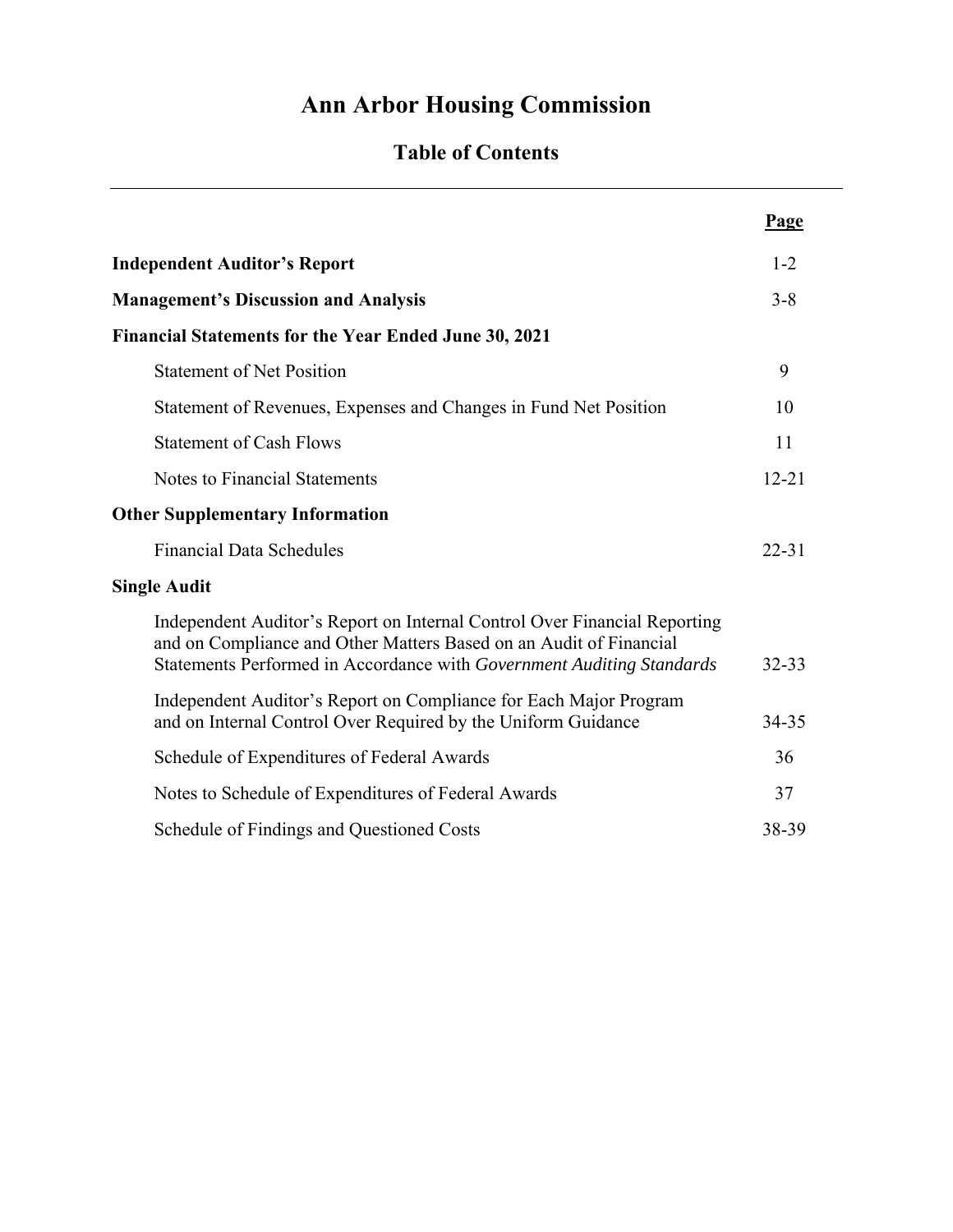# Ann Arbor Housing Commission

## Table of Contents

| | Page |
|---|---|
| **Independent Auditor's Report** | 1-2 |
| **Management's Discussion and Analysis** | 3-8 |
| **Financial Statements for the Year Ended June 30, 2021** | |
| Statement of Net Position | 9 |
| Statement of Revenues, Expenses and Changes in Fund Net Position | 10 |
| Statement of Cash Flows | 11 |
| Notes to Financial Statements | 12-21 |
| **Other Supplementary Information** | |
| Financial Data Schedules | 22-31 |
| **Single Audit** | |
| Independent Auditor's Report on Internal Control Over Financial Reporting and on Compliance and Other Matters Based on an Audit of Financial Statements Performed in Accordance with *Government Auditing Standards* | 32-33 |
| Independent Auditor's Report on Compliance for Each Major Program and on Internal Control Over Required by the Uniform Guidance | 34-35 |
| Schedule of Expenditures of Federal Awards | 36 |
| Notes to Schedule of Expenditures of Federal Awards | 37 |
| Schedule of Findings and Questioned Costs | 38-39 |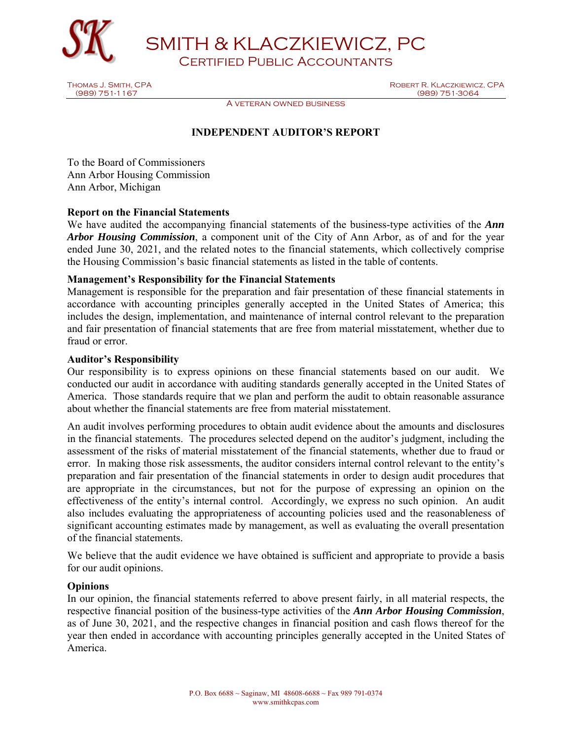# SMITH & KLACZKIEWICZ, PC

## CERTIFIED PUBLIC ACCOUNTANTS

THOMAS J. SMITH, CPA
(989) 751-1167

ROBERT R. KLACZKIEWICZ, CPA
(989) 751-3064

A VETERAN OWNED BUSINESS

## INDEPENDENT AUDITOR'S REPORT

To the Board of Commissioners
Ann Arbor Housing Commission
Ann Arbor, Michigan

**Report on the Financial Statements**

We have audited the accompanying financial statements of the business-type activities of the ***Ann Arbor Housing Commission***, a component unit of the City of Ann Arbor, as of and for the year ended June 30, 2021, and the related notes to the financial statements, which collectively comprise the Housing Commission's basic financial statements as listed in the table of contents.

**Management's Responsibility for the Financial Statements**

Management is responsible for the preparation and fair presentation of these financial statements in accordance with accounting principles generally accepted in the United States of America; this includes the design, implementation, and maintenance of internal control relevant to the preparation and fair presentation of financial statements that are free from material misstatement, whether due to fraud or error.

**Auditor's Responsibility**

Our responsibility is to express opinions on these financial statements based on our audit. We conducted our audit in accordance with auditing standards generally accepted in the United States of America. Those standards require that we plan and perform the audit to obtain reasonable assurance about whether the financial statements are free from material misstatement.

An audit involves performing procedures to obtain audit evidence about the amounts and disclosures in the financial statements. The procedures selected depend on the auditor's judgment, including the assessment of the risks of material misstatement of the financial statements, whether due to fraud or error. In making those risk assessments, the auditor considers internal control relevant to the entity's preparation and fair presentation of the financial statements in order to design audit procedures that are appropriate in the circumstances, but not for the purpose of expressing an opinion on the effectiveness of the entity's internal control. Accordingly, we express no such opinion. An audit also includes evaluating the appropriateness of accounting policies used and the reasonableness of significant accounting estimates made by management, as well as evaluating the overall presentation of the financial statements.

We believe that the audit evidence we have obtained is sufficient and appropriate to provide a basis for our audit opinions.

**Opinions**

In our opinion, the financial statements referred to above present fairly, in all material respects, the respective financial position of the business-type activities of the ***Ann Arbor Housing Commission***, as of June 30, 2021, and the respective changes in financial position and cash flows thereof for the year then ended in accordance with accounting principles generally accepted in the United States of America.

P.O. Box 6688 ~ Saginaw, MI 48608-6688 ~ Fax 989 791-0374
www.smithkcpas.com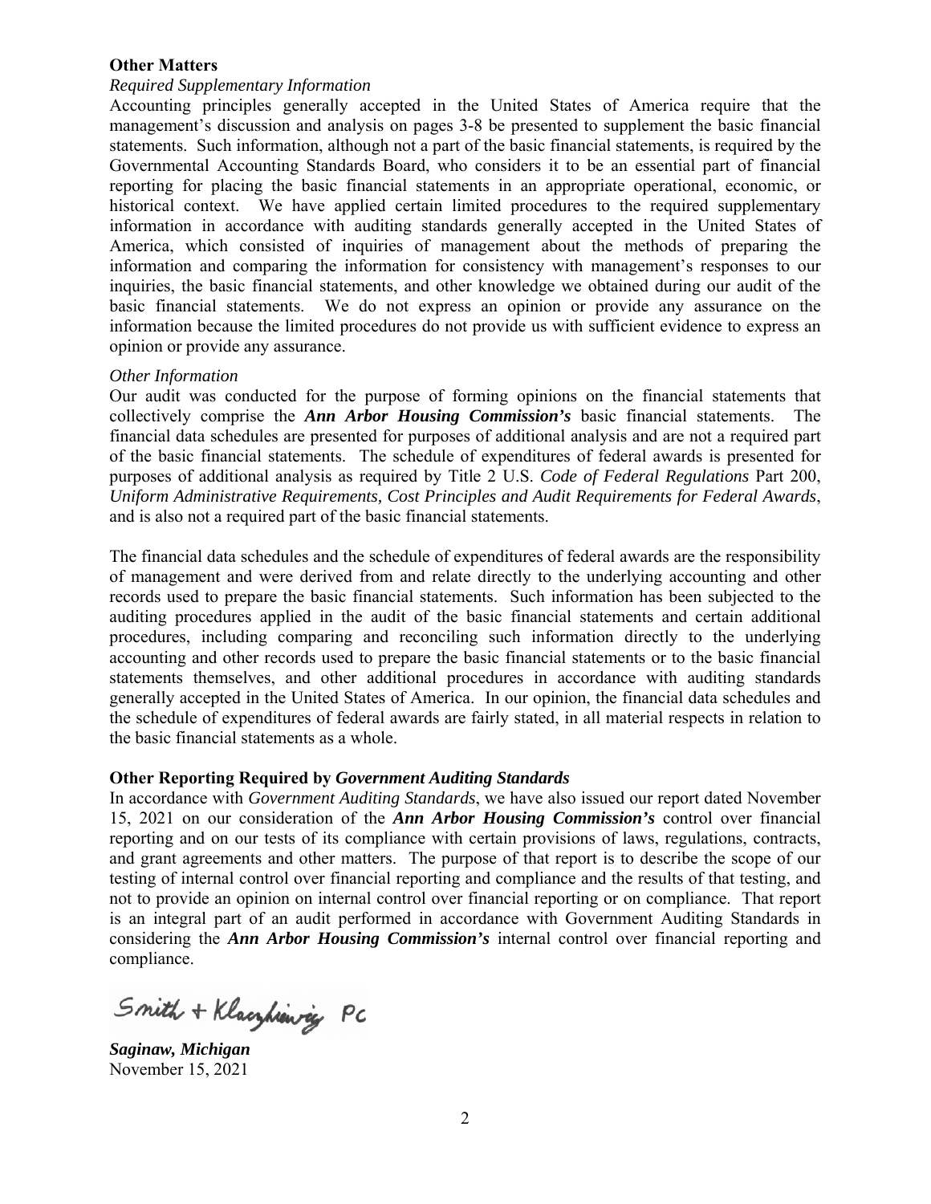**Other Matters**

*Required Supplementary Information*

Accounting principles generally accepted in the United States of America require that the management's discussion and analysis on pages 3-8 be presented to supplement the basic financial statements. Such information, although not a part of the basic financial statements, is required by the Governmental Accounting Standards Board, who considers it to be an essential part of financial reporting for placing the basic financial statements in an appropriate operational, economic, or historical context. We have applied certain limited procedures to the required supplementary information in accordance with auditing standards generally accepted in the United States of America, which consisted of inquiries of management about the methods of preparing the information and comparing the information for consistency with management's responses to our inquiries, the basic financial statements, and other knowledge we obtained during our audit of the basic financial statements. We do not express an opinion or provide any assurance on the information because the limited procedures do not provide us with sufficient evidence to express an opinion or provide any assurance.

*Other Information*

Our audit was conducted for the purpose of forming opinions on the financial statements that collectively comprise the ***Ann Arbor Housing Commission's*** basic financial statements. The financial data schedules are presented for purposes of additional analysis and are not a required part of the basic financial statements. The schedule of expenditures of federal awards is presented for purposes of additional analysis as required by Title 2 U.S. *Code of Federal Regulations* Part 200, *Uniform Administrative Requirements, Cost Principles and Audit Requirements for Federal Awards*, and is also not a required part of the basic financial statements.

The financial data schedules and the schedule of expenditures of federal awards are the responsibility of management and were derived from and relate directly to the underlying accounting and other records used to prepare the basic financial statements. Such information has been subjected to the auditing procedures applied in the audit of the basic financial statements and certain additional procedures, including comparing and reconciling such information directly to the underlying accounting and other records used to prepare the basic financial statements or to the basic financial statements themselves, and other additional procedures in accordance with auditing standards generally accepted in the United States of America. In our opinion, the financial data schedules and the schedule of expenditures of federal awards are fairly stated, in all material respects in relation to the basic financial statements as a whole.

**Other Reporting Required by *Government Auditing Standards***

In accordance with *Government Auditing Standards*, we have also issued our report dated November 15, 2021 on our consideration of the ***Ann Arbor Housing Commission's*** control over financial reporting and on our tests of its compliance with certain provisions of laws, regulations, contracts, and grant agreements and other matters. The purpose of that report is to describe the scope of our testing of internal control over financial reporting and compliance and the results of that testing, and not to provide an opinion on internal control over financial reporting or on compliance. That report is an integral part of an audit performed in accordance with Government Auditing Standards in considering the ***Ann Arbor Housing Commission's*** internal control over financial reporting and compliance.

Smith + Klaczkiewicz PC

***Saginaw, Michigan***
November 15, 2021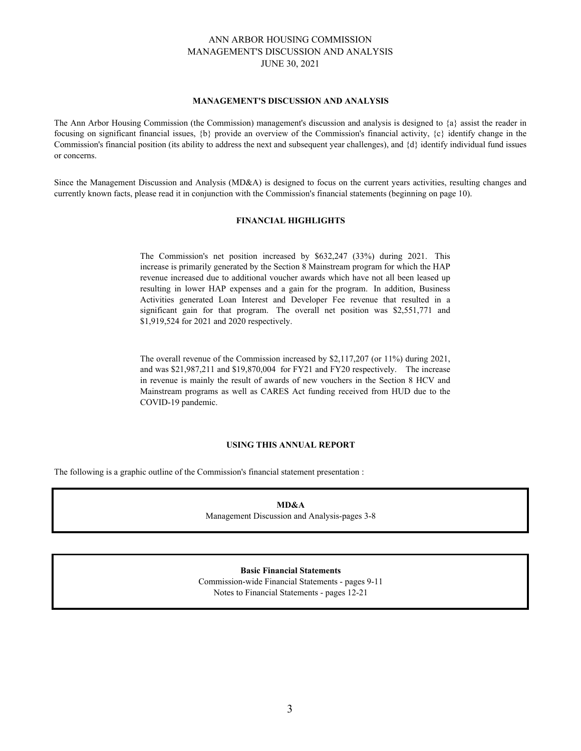## MANAGEMENT'S DISCUSSION AND ANALYSIS

The Ann Arbor Housing Commission (the Commission) management's discussion and analysis is designed to {a} assist the reader in focusing on significant financial issues, {b} provide an overview of the Commission's financial activity, {c} identify change in the Commission's financial position (its ability to address the next and subsequent year challenges), and {d} identify individual fund issues or concerns.

Since the Management Discussion and Analysis (MD&A) is designed to focus on the current years activities, resulting changes and currently known facts, please read it in conjunction with the Commission's financial statements (beginning on page 10).

## FINANCIAL HIGHLIGHTS

The Commission's net position increased by $632,247 (33%) during 2021. This increase is primarily generated by the Section 8 Mainstream program for which the HAP revenue increased due to additional voucher awards which have not all been leased up resulting in lower HAP expenses and a gain for the program. In addition, Business Activities generated Loan Interest and Developer Fee revenue that resulted in a significant gain for that program. The overall net position was $2,551,771 and $1,919,524 for 2021 and 2020 respectively.

The overall revenue of the Commission increased by $2,117,207 (or 11%) during 2021, and was $21,987,211 and $19,870,004 for FY21 and FY20 respectively. The increase in revenue is mainly the result of awards of new vouchers in the Section 8 HCV and Mainstream programs as well as CARES Act funding received from HUD due to the COVID-19 pandemic.

## USING THIS ANNUAL REPORT

The following is a graphic outline of the Commission's financial statement presentation :

**MD&A**
Management Discussion and Analysis-pages 3-8

**Basic Financial Statements**
Commission-wide Financial Statements - pages 9-11
Notes to Financial Statements - pages 12-21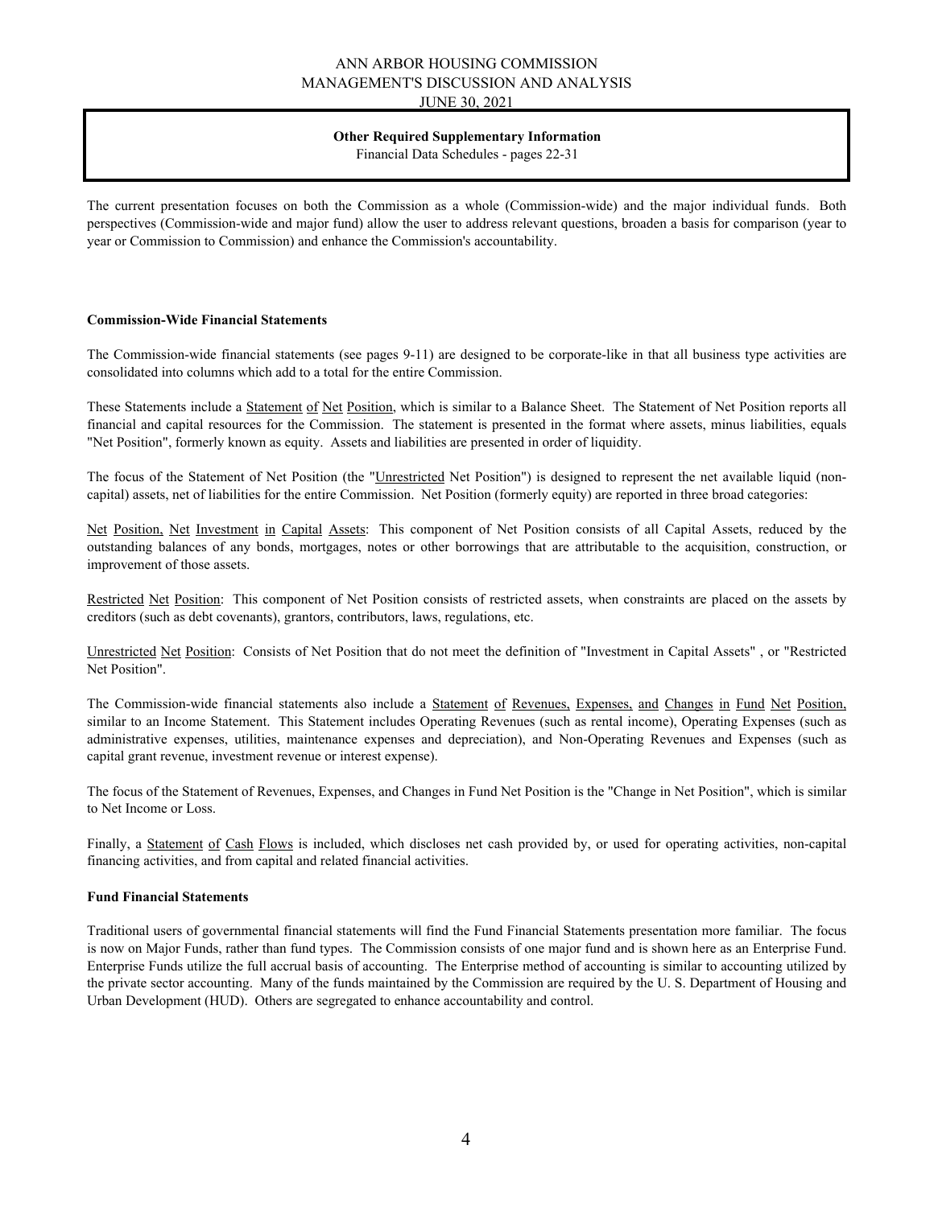**Other Required Supplementary Information**
Financial Data Schedules - pages 22-31

The current presentation focuses on both the Commission as a whole (Commission-wide) and the major individual funds. Both perspectives (Commission-wide and major fund) allow the user to address relevant questions, broaden a basis for comparison (year to year or Commission to Commission) and enhance the Commission's accountability.

**Commission-Wide Financial Statements**

The Commission-wide financial statements (see pages 9-11) are designed to be corporate-like in that all business type activities are consolidated into columns which add to a total for the entire Commission.

These Statements include a Statement of Net Position, which is similar to a Balance Sheet. The Statement of Net Position reports all financial and capital resources for the Commission. The statement is presented in the format where assets, minus liabilities, equals "Net Position", formerly known as equity. Assets and liabilities are presented in order of liquidity.

The focus of the Statement of Net Position (the "Unrestricted Net Position") is designed to represent the net available liquid (non-capital) assets, net of liabilities for the entire Commission. Net Position (formerly equity) are reported in three broad categories:

Net Position, Net Investment in Capital Assets: This component of Net Position consists of all Capital Assets, reduced by the outstanding balances of any bonds, mortgages, notes or other borrowings that are attributable to the acquisition, construction, or improvement of those assets.

Restricted Net Position: This component of Net Position consists of restricted assets, when constraints are placed on the assets by creditors (such as debt covenants), grantors, contributors, laws, regulations, etc.

Unrestricted Net Position: Consists of Net Position that do not meet the definition of "Investment in Capital Assets" , or "Restricted Net Position".

The Commission-wide financial statements also include a Statement of Revenues, Expenses, and Changes in Fund Net Position, similar to an Income Statement. This Statement includes Operating Revenues (such as rental income), Operating Expenses (such as administrative expenses, utilities, maintenance expenses and depreciation), and Non-Operating Revenues and Expenses (such as capital grant revenue, investment revenue or interest expense).

The focus of the Statement of Revenues, Expenses, and Changes in Fund Net Position is the "Change in Net Position", which is similar to Net Income or Loss.

Finally, a Statement of Cash Flows is included, which discloses net cash provided by, or used for operating activities, non-capital financing activities, and from capital and related financial activities.

**Fund Financial Statements**

Traditional users of governmental financial statements will find the Fund Financial Statements presentation more familiar. The focus is now on Major Funds, rather than fund types. The Commission consists of one major fund and is shown here as an Enterprise Fund. Enterprise Funds utilize the full accrual basis of accounting. The Enterprise method of accounting is similar to accounting utilized by the private sector accounting. Many of the funds maintained by the Commission are required by the U. S. Department of Housing and Urban Development (HUD). Others are segregated to enhance accountability and control.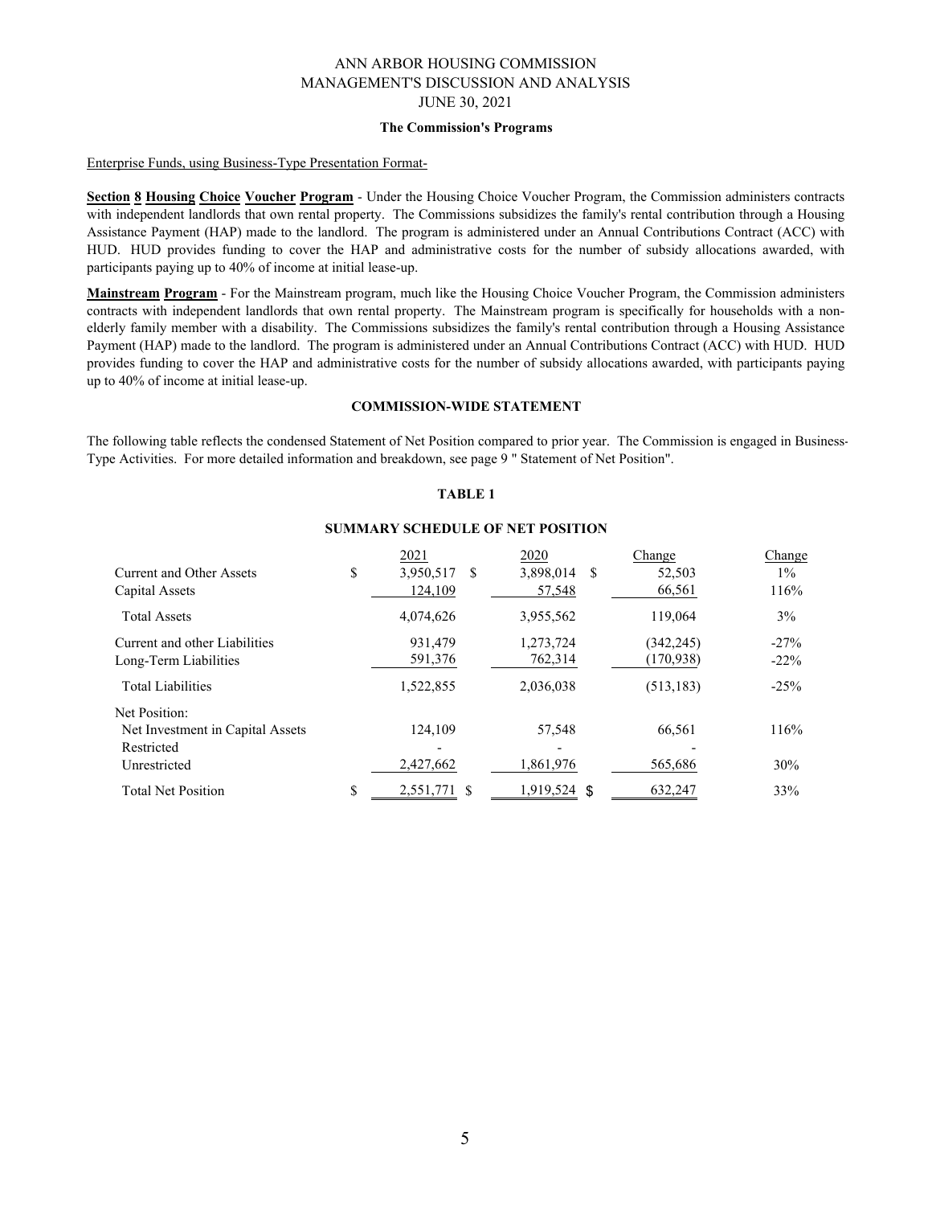# ANN ARBOR HOUSING COMMISSION
## MANAGEMENT'S DISCUSSION AND ANALYSIS
## JUNE 30, 2021

### The Commission's Programs

Enterprise Funds, using Business-Type Presentation Format-

**Section 8 Housing Choice Voucher Program** - Under the Housing Choice Voucher Program, the Commission administers contracts with independent landlords that own rental property. The Commissions subsidizes the family's rental contribution through a Housing Assistance Payment (HAP) made to the landlord. The program is administered under an Annual Contributions Contract (ACC) with HUD. HUD provides funding to cover the HAP and administrative costs for the number of subsidy allocations awarded, with participants paying up to 40% of income at initial lease-up.

**Mainstream Program** - For the Mainstream program, much like the Housing Choice Voucher Program, the Commission administers contracts with independent landlords that own rental property. The Mainstream program is specifically for households with a non-elderly family member with a disability. The Commissions subsidizes the family's rental contribution through a Housing Assistance Payment (HAP) made to the landlord. The program is administered under an Annual Contributions Contract (ACC) with HUD. HUD provides funding to cover the HAP and administrative costs for the number of subsidy allocations awarded, with participants paying up to 40% of income at initial lease-up.

### COMMISSION-WIDE STATEMENT

The following table reflects the condensed Statement of Net Position compared to prior year. The Commission is engaged in Business-Type Activities. For more detailed information and breakdown, see page 9 " Statement of Net Position".

**TABLE 1**

**SUMMARY SCHEDULE OF NET POSITION**

| | 2021 | 2020 | Change | Change |
|---|---|---|---|---|
| Current and Other Assets | $ 3,950,517 | $ 3,898,014 | $ 52,503 | 1% |
| Capital Assets | 124,109 | 57,548 | 66,561 | 116% |
| Total Assets | 4,074,626 | 3,955,562 | 119,064 | 3% |
| Current and other Liabilities | 931,479 | 1,273,724 | (342,245) | -27% |
| Long-Term Liabilities | 591,376 | 762,314 | (170,938) | -22% |
| Total Liabilities | 1,522,855 | 2,036,038 | (513,183) | -25% |
| Net Position: | | | | |
| Net Investment in Capital Assets | 124,109 | 57,548 | 66,561 | 116% |
| Restricted | - | - | - | |
| Unrestricted | 2,427,662 | 1,861,976 | 565,686 | 30% |
| Total Net Position | $ 2,551,771 | $ 1,919,524 | $ 632,247 | 33% |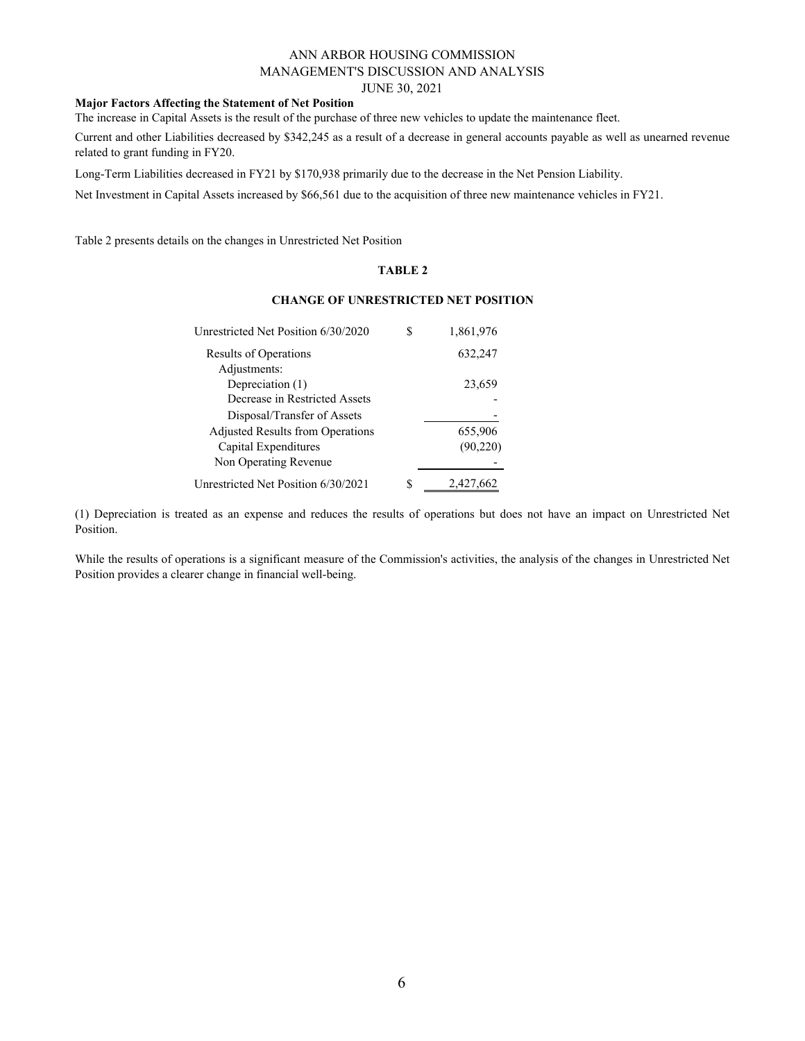**Major Factors Affecting the Statement of Net Position**

The increase in Capital Assets is the result of the purchase of three new vehicles to update the maintenance fleet.

Current and other Liabilities decreased by $342,245 as a result of a decrease in general accounts payable as well as unearned revenue related to grant funding in FY20.

Long-Term Liabilities decreased in FY21 by $170,938 primarily due to the decrease in the Net Pension Liability.

Net Investment in Capital Assets increased by $66,561 due to the acquisition of three new maintenance vehicles in FY21.

Table 2 presents details on the changes in Unrestricted Net Position

**TABLE 2**

**CHANGE OF UNRESTRICTED NET POSITION**

| | | |
|---|---|---|
| Unrestricted Net Position 6/30/2020 | $ | 1,861,976 |
| Results of Operations | | 632,247 |
| Adjustments: | | |
| Depreciation (1) | | 23,659 |
| Decrease in Restricted Assets | | - |
| Disposal/Transfer of Assets | | - |
| Adjusted Results from Operations | | 655,906 |
| Capital Expenditures | | (90,220) |
| Non Operating Revenue | | - |
| Unrestricted Net Position 6/30/2021 | $ | 2,427,662 |

(1) Depreciation is treated as an expense and reduces the results of operations but does not have an impact on Unrestricted Net Position.

While the results of operations is a significant measure of the Commission's activities, the analysis of the changes in Unrestricted Net Position provides a clearer change in financial well-being.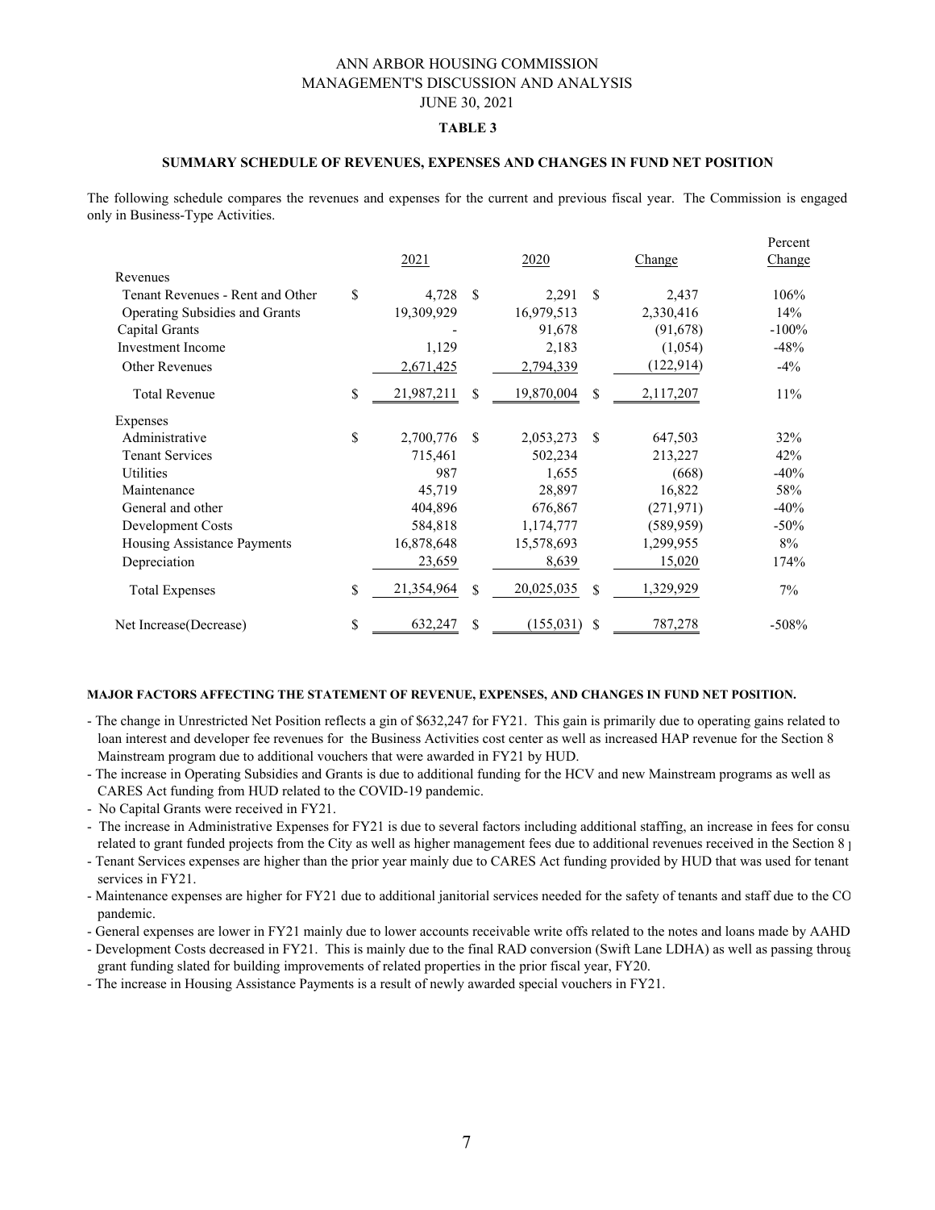ANN ARBOR HOUSING COMMISSION
MANAGEMENT'S DISCUSSION AND ANALYSIS
JUNE 30, 2021

**TABLE 3**

**SUMMARY SCHEDULE OF REVENUES, EXPENSES AND CHANGES IN FUND NET POSITION**

The following schedule compares the revenues and expenses for the current and previous fiscal year. The Commission is engaged only in Business-Type Activities.

| | 2021 | 2020 | Change | Percent Change |
|---|---|---|---|---|
| Revenues | | | | |
| Tenant Revenues - Rent and Other | $ 4,728 | $ 2,291 | $ 2,437 | 106% |
| Operating Subsidies and Grants | 19,309,929 | 16,979,513 | 2,330,416 | 14% |
| Capital Grants | - | 91,678 | (91,678) | -100% |
| Investment Income | 1,129 | 2,183 | (1,054) | -48% |
| Other Revenues | 2,671,425 | 2,794,339 | (122,914) | -4% |
| Total Revenue | $ 21,987,211 | $ 19,870,004 | $ 2,117,207 | 11% |
| Expenses | | | | |
| Administrative | $ 2,700,776 | $ 2,053,273 | $ 647,503 | 32% |
| Tenant Services | 715,461 | 502,234 | 213,227 | 42% |
| Utilities | 987 | 1,655 | (668) | -40% |
| Maintenance | 45,719 | 28,897 | 16,822 | 58% |
| General and other | 404,896 | 676,867 | (271,971) | -40% |
| Development Costs | 584,818 | 1,174,777 | (589,959) | -50% |
| Housing Assistance Payments | 16,878,648 | 15,578,693 | 1,299,955 | 8% |
| Depreciation | 23,659 | 8,639 | 15,020 | 174% |
| Total Expenses | $ 21,354,964 | $ 20,025,035 | $ 1,329,929 | 7% |
| Net Increase(Decrease) | $ 632,247 | $ (155,031) | $ 787,278 | -508% |

**MAJOR FACTORS AFFECTING THE STATEMENT OF REVENUE, EXPENSES, AND CHANGES IN FUND NET POSITION.**

- The change in Unrestricted Net Position reflects a gin of $632,247 for FY21. This gain is primarily due to operating gains related to loan interest and developer fee revenues for the Business Activities cost center as well as increased HAP revenue for the Section 8 Mainstream program due to additional vouchers that were awarded in FY21 by HUD.
- The increase in Operating Subsidies and Grants is due to additional funding for the HCV and new Mainstream programs as well as CARES Act funding from HUD related to the COVID-19 pandemic.
- No Capital Grants were received in FY21.
- The increase in Administrative Expenses for FY21 is due to several factors including additional staffing, an increase in fees for consu related to grant funded projects from the City as well as higher management fees due to additional revenues received in the Section 8 p
- Tenant Services expenses are higher than the prior year mainly due to CARES Act funding provided by HUD that was used for tenant services in FY21.
- Maintenance expenses are higher for FY21 due to additional janitorial services needed for the safety of tenants and staff due to the CO pandemic.
- General expenses are lower in FY21 mainly due to lower accounts receivable write offs related to the notes and loans made by AAHD
- Development Costs decreased in FY21. This is mainly due to the final RAD conversion (Swift Lane LDHA) as well as passing throug grant funding slated for building improvements of related properties in the prior fiscal year, FY20.
- The increase in Housing Assistance Payments is a result of newly awarded special vouchers in FY21.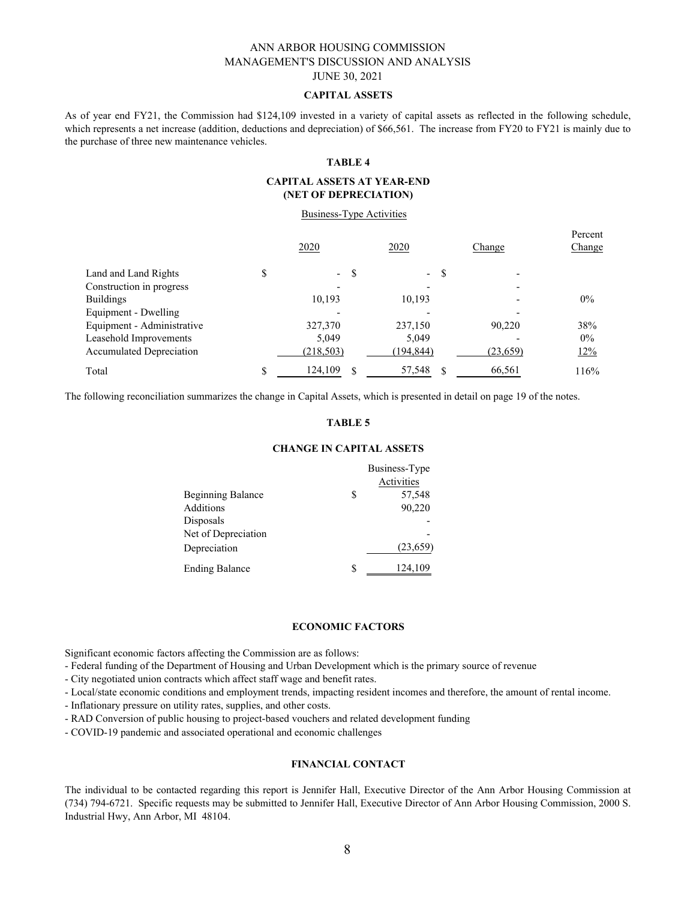ANN ARBOR HOUSING COMMISSION
MANAGEMENT'S DISCUSSION AND ANALYSIS
JUNE 30, 2021

## CAPITAL ASSETS

As of year end FY21, the Commission had $124,109 invested in a variety of capital assets as reflected in the following schedule, which represents a net increase (addition, deductions and depreciation) of $66,561. The increase from FY20 to FY21 is mainly due to the purchase of three new maintenance vehicles.

### TABLE 4

### CAPITAL ASSETS AT YEAR-END (NET OF DEPRECIATION)

Business-Type Activities

| | 2020 | 2020 | Change | Percent Change |
|---|---|---|---|---|
| Land and Land Rights | $ - | $ - | $ - | |
| Construction in progress | - | - | - | |
| Buildings | 10,193 | 10,193 | - | 0% |
| Equipment - Dwelling | - | - | - | |
| Equipment - Administrative | 327,370 | 237,150 | 90,220 | 38% |
| Leasehold Improvements | 5,049 | 5,049 | - | 0% |
| Accumulated Depreciation | (218,503) | (194,844) | (23,659) | 12% |
| Total | $ 124,109 | $ 57,548 | $ 66,561 | 116% |

The following reconciliation summarizes the change in Capital Assets, which is presented in detail on page 19 of the notes.

### TABLE 5

### CHANGE IN CAPITAL ASSETS

| | Business-Type Activities |
|---|---|
| Beginning Balance | $ 57,548 |
| Additions | 90,220 |
| Disposals | - |
| Net of Depreciation | - |
| Depreciation | (23,659) |
| Ending Balance | $ 124,109 |

## ECONOMIC FACTORS

Significant economic factors affecting the Commission are as follows:

- Federal funding of the Department of Housing and Urban Development which is the primary source of revenue
- City negotiated union contracts which affect staff wage and benefit rates.
- Local/state economic conditions and employment trends, impacting resident incomes and therefore, the amount of rental income.
- Inflationary pressure on utility rates, supplies, and other costs.
- RAD Conversion of public housing to project-based vouchers and related development funding
- COVID-19 pandemic and associated operational and economic challenges

## FINANCIAL CONTACT

The individual to be contacted regarding this report is Jennifer Hall, Executive Director of the Ann Arbor Housing Commission at (734) 794-6721. Specific requests may be submitted to Jennifer Hall, Executive Director of Ann Arbor Housing Commission, 2000 S. Industrial Hwy, Ann Arbor, MI 48104.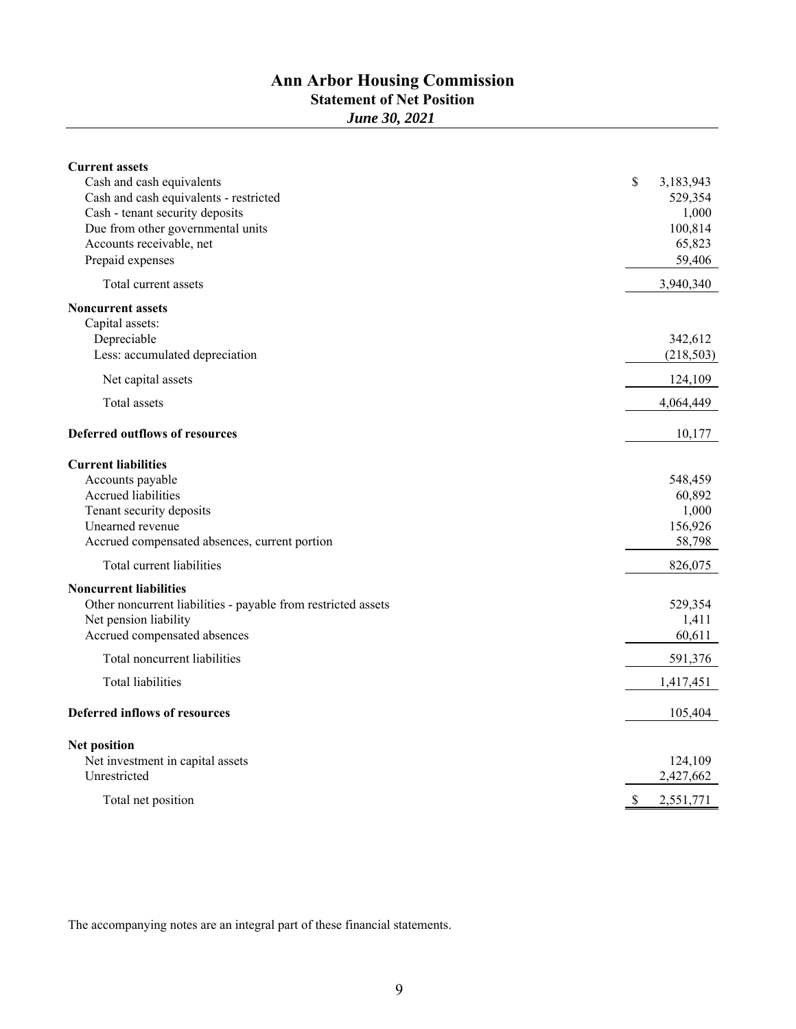# Ann Arbor Housing Commission

## Statement of Net Position

*June 30, 2021*

| | |
|---|---|
| **Current assets** | |
| Cash and cash equivalents | $ 3,183,943 |
| Cash and cash equivalents - restricted | 529,354 |
| Cash - tenant security deposits | 1,000 |
| Due from other governmental units | 100,814 |
| Accounts receivable, net | 65,823 |
| Prepaid expenses | 59,406 |
| Total current assets | 3,940,340 |
| **Noncurrent assets** | |
| Capital assets: | |
| Depreciable | 342,612 |
| Less: accumulated depreciation | (218,503) |
| Net capital assets | 124,109 |
| Total assets | 4,064,449 |
| **Deferred outflows of resources** | 10,177 |
| **Current liabilities** | |
| Accounts payable | 548,459 |
| Accrued liabilities | 60,892 |
| Tenant security deposits | 1,000 |
| Unearned revenue | 156,926 |
| Accrued compensated absences, current portion | 58,798 |
| Total current liabilities | 826,075 |
| **Noncurrent liabilities** | |
| Other noncurrent liabilities - payable from restricted assets | 529,354 |
| Net pension liability | 1,411 |
| Accrued compensated absences | 60,611 |
| Total noncurrent liabilities | 591,376 |
| Total liabilities | 1,417,451 |
| **Deferred inflows of resources** | 105,404 |
| **Net position** | |
| Net investment in capital assets | 124,109 |
| Unrestricted | 2,427,662 |
| Total net position | $ 2,551,771 |

The accompanying notes are an integral part of these financial statements.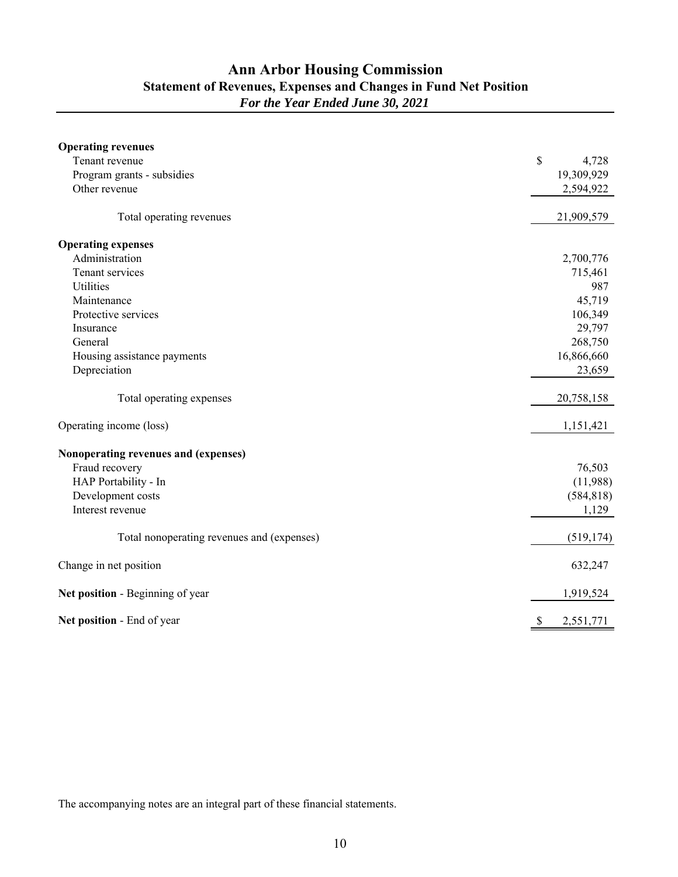# Ann Arbor Housing Commission

## Statement of Revenues, Expenses and Changes in Fund Net Position

***For the Year Ended June 30, 2021***

| | |
|---|---|
| **Operating revenues** | |
| Tenant revenue | $ 4,728 |
| Program grants - subsidies | 19,309,929 |
| Other revenue | 2,594,922 |
| Total operating revenues | 21,909,579 |
| **Operating expenses** | |
| Administration | 2,700,776 |
| Tenant services | 715,461 |
| Utilities | 987 |
| Maintenance | 45,719 |
| Protective services | 106,349 |
| Insurance | 29,797 |
| General | 268,750 |
| Housing assistance payments | 16,866,660 |
| Depreciation | 23,659 |
| Total operating expenses | 20,758,158 |
| Operating income (loss) | 1,151,421 |
| **Nonoperating revenues and (expenses)** | |
| Fraud recovery | 76,503 |
| HAP Portability - In | (11,988) |
| Development costs | (584,818) |
| Interest revenue | 1,129 |
| Total nonoperating revenues and (expenses) | (519,174) |
| Change in net position | 632,247 |
| **Net position** - Beginning of year | 1,919,524 |
| **Net position** - End of year | $ 2,551,771 |

The accompanying notes are an integral part of these financial statements.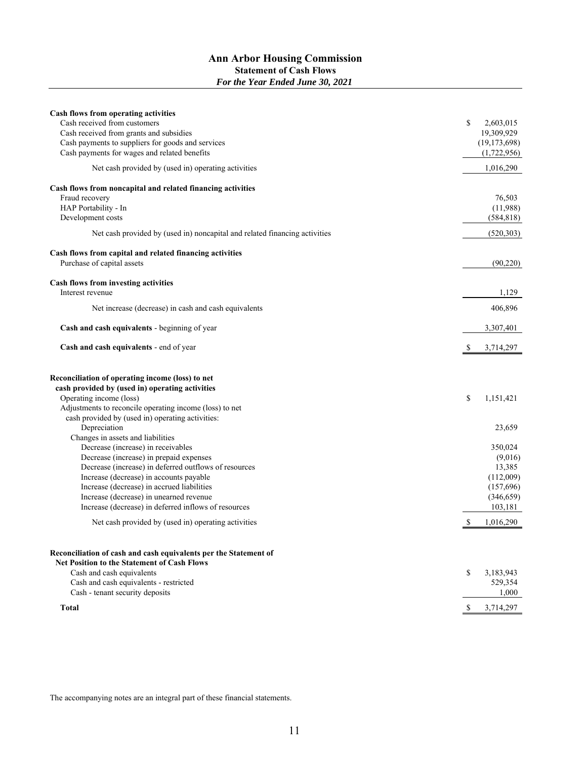# Ann Arbor Housing Commission

## Statement of Cash Flows

*For the Year Ended June 30, 2021*

| | |
|---|---|
| **Cash flows from operating activities** | |
| Cash received from customers | $ 2,603,015 |
| Cash received from grants and subsidies | 19,309,929 |
| Cash payments to suppliers for goods and services | (19,173,698) |
| Cash payments for wages and related benefits | (1,722,956) |
| Net cash provided by (used in) operating activities | 1,016,290 |
| **Cash flows from noncapital and related financing activities** | |
| Fraud recovery | 76,503 |
| HAP Portability - In | (11,988) |
| Development costs | (584,818) |
| Net cash provided by (used in) noncapital and related financing activities | (520,303) |
| **Cash flows from capital and related financing activities** | |
| Purchase of capital assets | (90,220) |
| **Cash flows from investing activities** | |
| Interest revenue | 1,129 |
| Net increase (decrease) in cash and cash equivalents | 406,896 |
| **Cash and cash equivalents** - beginning of year | 3,307,401 |
| **Cash and cash equivalents** - end of year | $ 3,714,297 |

| | |
|---|---|
| **Reconciliation of operating income (loss) to net cash provided by (used in) operating activities** | |
| Operating income (loss) | $ 1,151,421 |
| Adjustments to reconcile operating income (loss) to net cash provided by (used in) operating activities: | |
| Depreciation | 23,659 |
| Changes in assets and liabilities | |
| Decrease (increase) in receivables | 350,024 |
| Decrease (increase) in prepaid expenses | (9,016) |
| Decrease (increase) in deferred outflows of resources | 13,385 |
| Increase (decrease) in accounts payable | (112,009) |
| Increase (decrease) in accrued liabilities | (157,696) |
| Increase (decrease) in unearned revenue | (346,659) |
| Increase (decrease) in deferred inflows of resources | 103,181 |
| Net cash provided by (used in) operating activities | $ 1,016,290 |

| | |
|---|---|
| **Reconciliation of cash and cash equivalents per the Statement of Net Position to the Statement of Cash Flows** | |
| Cash and cash equivalents | $ 3,183,943 |
| Cash and cash equivalents - restricted | 529,354 |
| Cash - tenant security deposits | 1,000 |
| **Total** | $ 3,714,297 |

The accompanying notes are an integral part of these financial statements.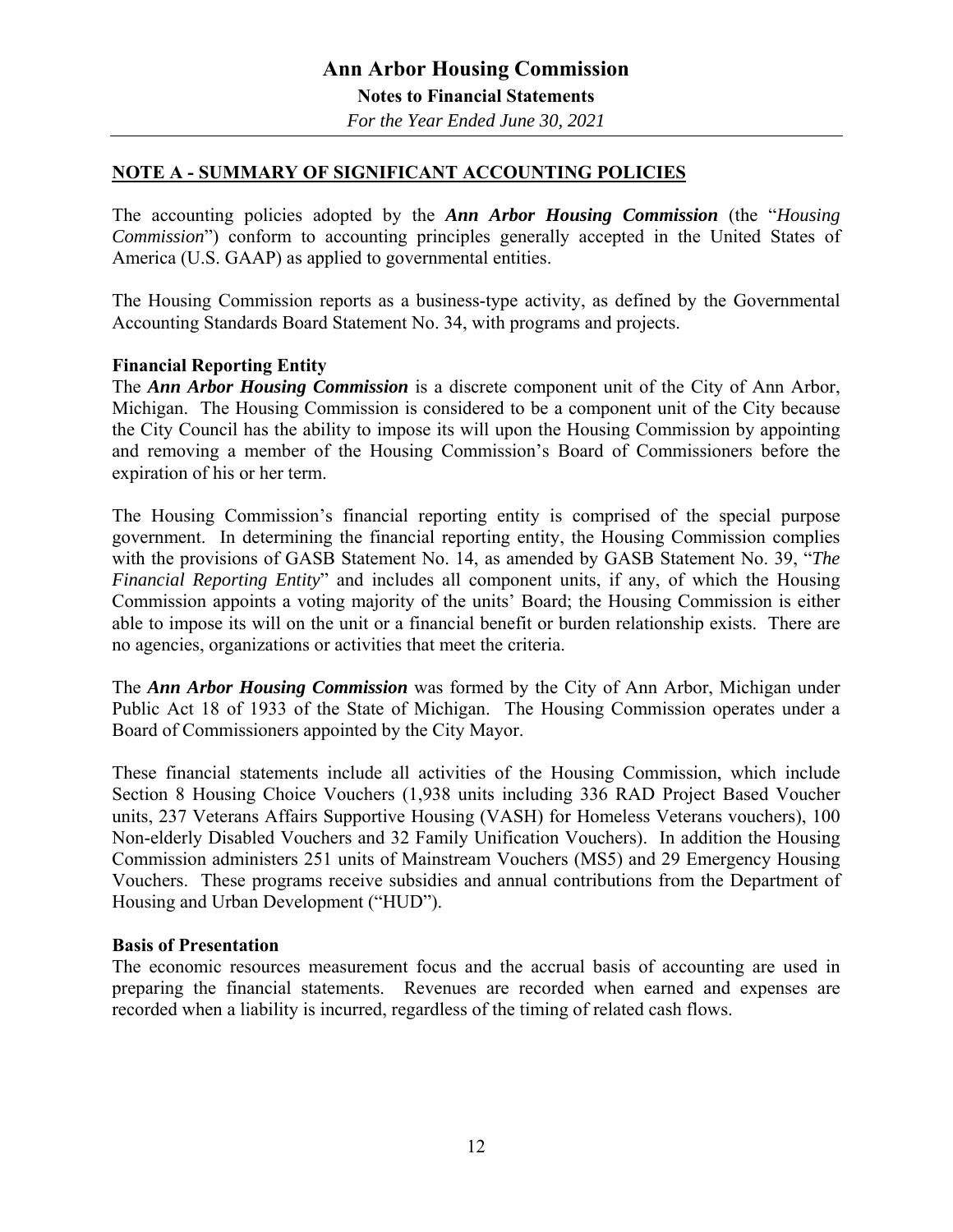## NOTE A - SUMMARY OF SIGNIFICANT ACCOUNTING POLICIES

The accounting policies adopted by the ***Ann Arbor Housing Commission*** (the "*Housing Commission*") conform to accounting principles generally accepted in the United States of America (U.S. GAAP) as applied to governmental entities.

The Housing Commission reports as a business-type activity, as defined by the Governmental Accounting Standards Board Statement No. 34, with programs and projects.

**Financial Reporting Entity**

The ***Ann Arbor Housing Commission*** is a discrete component unit of the City of Ann Arbor, Michigan. The Housing Commission is considered to be a component unit of the City because the City Council has the ability to impose its will upon the Housing Commission by appointing and removing a member of the Housing Commission's Board of Commissioners before the expiration of his or her term.

The Housing Commission's financial reporting entity is comprised of the special purpose government. In determining the financial reporting entity, the Housing Commission complies with the provisions of GASB Statement No. 14, as amended by GASB Statement No. 39, "*The Financial Reporting Entity*" and includes all component units, if any, of which the Housing Commission appoints a voting majority of the units' Board; the Housing Commission is either able to impose its will on the unit or a financial benefit or burden relationship exists. There are no agencies, organizations or activities that meet the criteria.

The ***Ann Arbor Housing Commission*** was formed by the City of Ann Arbor, Michigan under Public Act 18 of 1933 of the State of Michigan. The Housing Commission operates under a Board of Commissioners appointed by the City Mayor.

These financial statements include all activities of the Housing Commission, which include Section 8 Housing Choice Vouchers (1,938 units including 336 RAD Project Based Voucher units, 237 Veterans Affairs Supportive Housing (VASH) for Homeless Veterans vouchers), 100 Non-elderly Disabled Vouchers and 32 Family Unification Vouchers). In addition the Housing Commission administers 251 units of Mainstream Vouchers (MS5) and 29 Emergency Housing Vouchers. These programs receive subsidies and annual contributions from the Department of Housing and Urban Development ("HUD").

**Basis of Presentation**

The economic resources measurement focus and the accrual basis of accounting are used in preparing the financial statements. Revenues are recorded when earned and expenses are recorded when a liability is incurred, regardless of the timing of related cash flows.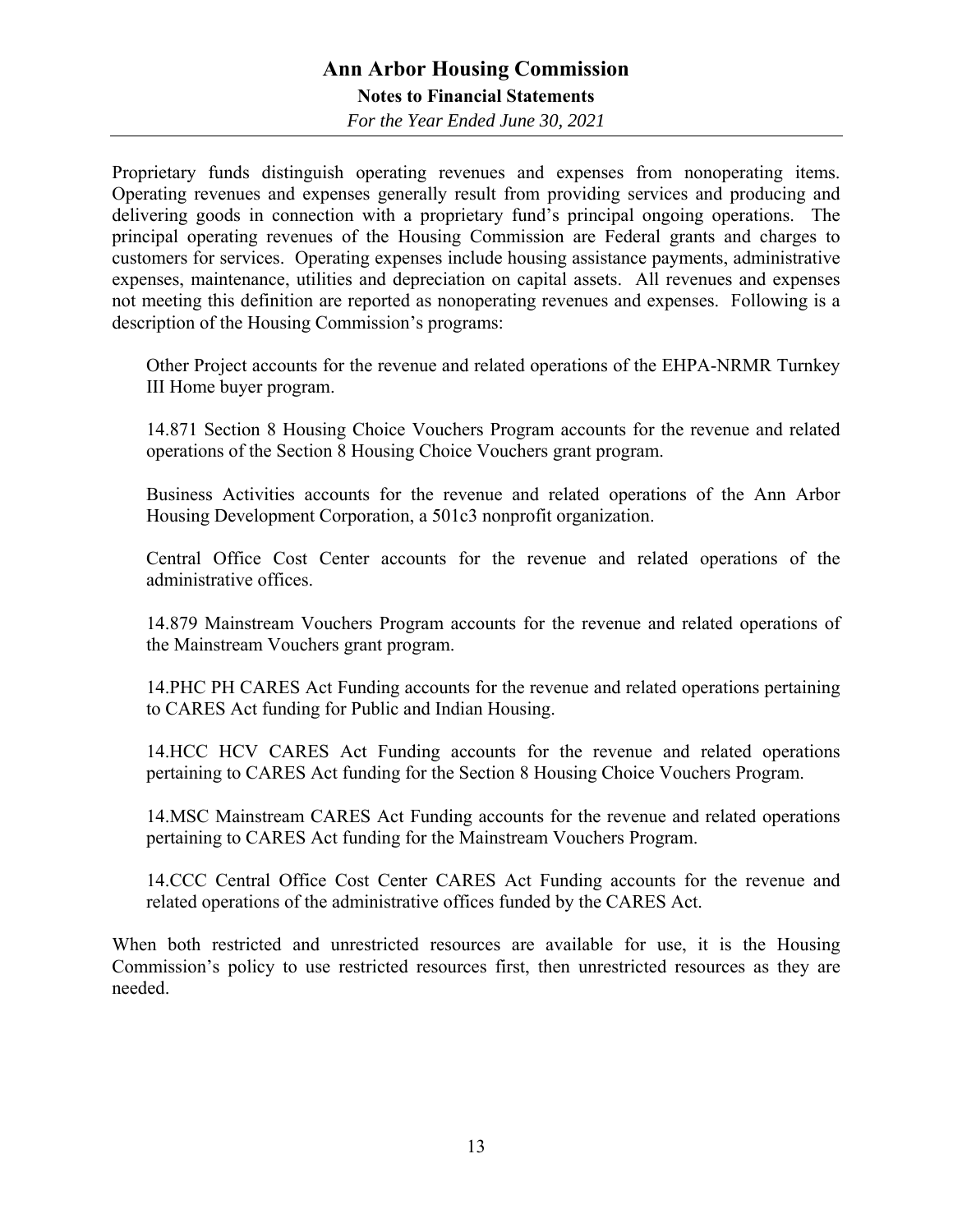Proprietary funds distinguish operating revenues and expenses from nonoperating items. Operating revenues and expenses generally result from providing services and producing and delivering goods in connection with a proprietary fund's principal ongoing operations. The principal operating revenues of the Housing Commission are Federal grants and charges to customers for services. Operating expenses include housing assistance payments, administrative expenses, maintenance, utilities and depreciation on capital assets. All revenues and expenses not meeting this definition are reported as nonoperating revenues and expenses. Following is a description of the Housing Commission's programs:

Other Project accounts for the revenue and related operations of the EHPA-NRMR Turnkey III Home buyer program.

14.871 Section 8 Housing Choice Vouchers Program accounts for the revenue and related operations of the Section 8 Housing Choice Vouchers grant program.

Business Activities accounts for the revenue and related operations of the Ann Arbor Housing Development Corporation, a 501c3 nonprofit organization.

Central Office Cost Center accounts for the revenue and related operations of the administrative offices.

14.879 Mainstream Vouchers Program accounts for the revenue and related operations of the Mainstream Vouchers grant program.

14.PHC PH CARES Act Funding accounts for the revenue and related operations pertaining to CARES Act funding for Public and Indian Housing.

14.HCC HCV CARES Act Funding accounts for the revenue and related operations pertaining to CARES Act funding for the Section 8 Housing Choice Vouchers Program.

14.MSC Mainstream CARES Act Funding accounts for the revenue and related operations pertaining to CARES Act funding for the Mainstream Vouchers Program.

14.CCC Central Office Cost Center CARES Act Funding accounts for the revenue and related operations of the administrative offices funded by the CARES Act.

When both restricted and unrestricted resources are available for use, it is the Housing Commission's policy to use restricted resources first, then unrestricted resources as they are needed.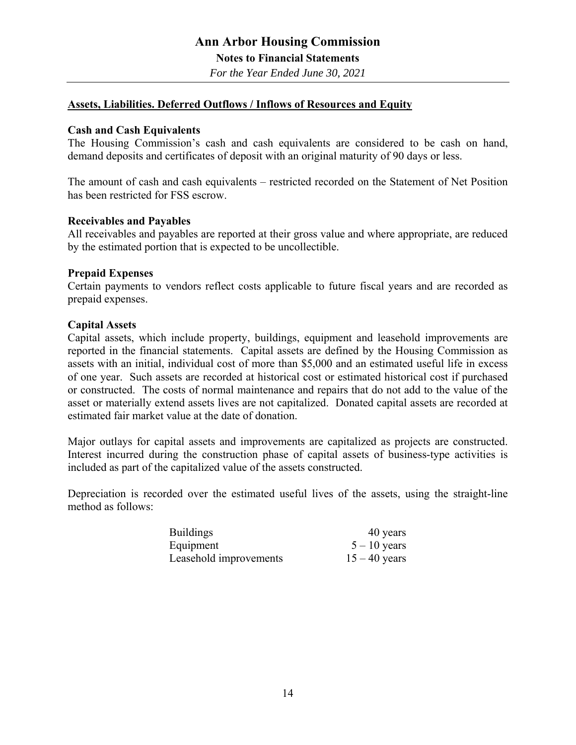## Assets, Liabilities. Deferred Outflows / Inflows of Resources and Equity

### Cash and Cash Equivalents

The Housing Commission's cash and cash equivalents are considered to be cash on hand, demand deposits and certificates of deposit with an original maturity of 90 days or less.

The amount of cash and cash equivalents – restricted recorded on the Statement of Net Position has been restricted for FSS escrow.

### Receivables and Payables

All receivables and payables are reported at their gross value and where appropriate, are reduced by the estimated portion that is expected to be uncollectible.

### Prepaid Expenses

Certain payments to vendors reflect costs applicable to future fiscal years and are recorded as prepaid expenses.

### Capital Assets

Capital assets, which include property, buildings, equipment and leasehold improvements are reported in the financial statements. Capital assets are defined by the Housing Commission as assets with an initial, individual cost of more than $5,000 and an estimated useful life in excess of one year. Such assets are recorded at historical cost or estimated historical cost if purchased or constructed. The costs of normal maintenance and repairs that do not add to the value of the asset or materially extend assets lives are not capitalized. Donated capital assets are recorded at estimated fair market value at the date of donation.

Major outlays for capital assets and improvements are capitalized as projects are constructed. Interest incurred during the construction phase of capital assets of business-type activities is included as part of the capitalized value of the assets constructed.

Depreciation is recorded over the estimated useful lives of the assets, using the straight-line method as follows:

| | |
|---|---|
| Buildings | 40 years |
| Equipment | 5 – 10 years |
| Leasehold improvements | 15 – 40 years |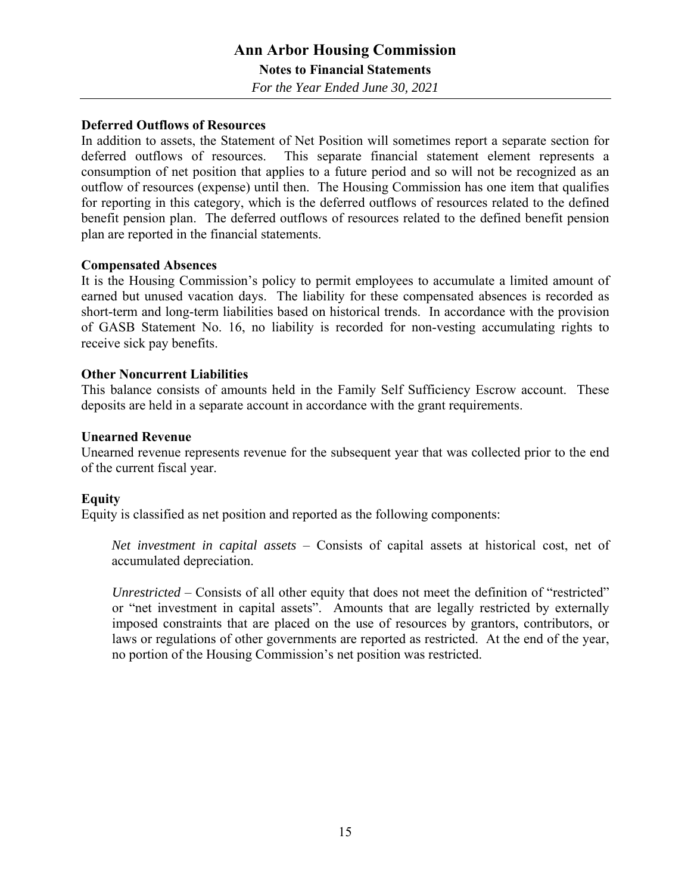**Deferred Outflows of Resources**

In addition to assets, the Statement of Net Position will sometimes report a separate section for deferred outflows of resources. This separate financial statement element represents a consumption of net position that applies to a future period and so will not be recognized as an outflow of resources (expense) until then. The Housing Commission has one item that qualifies for reporting in this category, which is the deferred outflows of resources related to the defined benefit pension plan. The deferred outflows of resources related to the defined benefit pension plan are reported in the financial statements.

**Compensated Absences**

It is the Housing Commission's policy to permit employees to accumulate a limited amount of earned but unused vacation days. The liability for these compensated absences is recorded as short-term and long-term liabilities based on historical trends. In accordance with the provision of GASB Statement No. 16, no liability is recorded for non-vesting accumulating rights to receive sick pay benefits.

**Other Noncurrent Liabilities**

This balance consists of amounts held in the Family Self Sufficiency Escrow account. These deposits are held in a separate account in accordance with the grant requirements.

**Unearned Revenue**

Unearned revenue represents revenue for the subsequent year that was collected prior to the end of the current fiscal year.

**Equity**

Equity is classified as net position and reported as the following components:

*Net investment in capital assets* – Consists of capital assets at historical cost, net of accumulated depreciation.

*Unrestricted* – Consists of all other equity that does not meet the definition of "restricted" or "net investment in capital assets". Amounts that are legally restricted by externally imposed constraints that are placed on the use of resources by grantors, contributors, or laws or regulations of other governments are reported as restricted. At the end of the year, no portion of the Housing Commission's net position was restricted.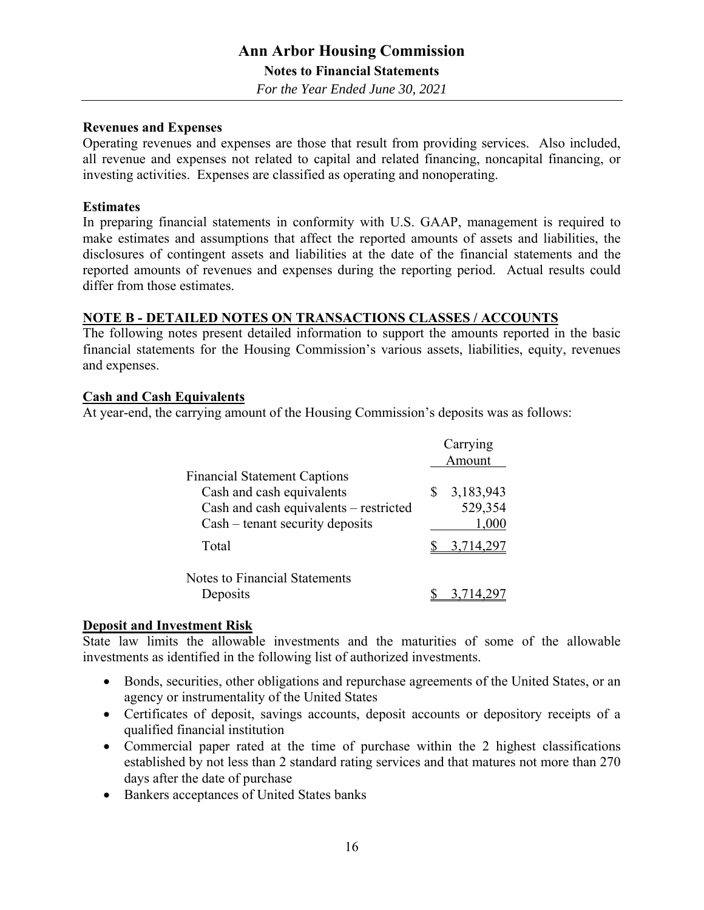### Revenues and Expenses

Operating revenues and expenses are those that result from providing services. Also included, all revenue and expenses not related to capital and related financing, noncapital financing, or investing activities. Expenses are classified as operating and nonoperating.

### Estimates

In preparing financial statements in conformity with U.S. GAAP, management is required to make estimates and assumptions that affect the reported amounts of assets and liabilities, the disclosures of contingent assets and liabilities at the date of the financial statements and the reported amounts of revenues and expenses during the reporting period. Actual results could differ from those estimates.

## NOTE B - DETAILED NOTES ON TRANSACTIONS CLASSES / ACCOUNTS

The following notes present detailed information to support the amounts reported in the basic financial statements for the Housing Commission's various assets, liabilities, equity, revenues and expenses.

### Cash and Cash Equivalents

At year-end, the carrying amount of the Housing Commission's deposits was as follows:

| | Carrying Amount |
|---|---|
| **Financial Statement Captions** | |
| Cash and cash equivalents | $ 3,183,943 |
| Cash and cash equivalents – restricted | 529,354 |
| Cash – tenant security deposits | 1,000 |
| Total | $ 3,714,297 |
| **Notes to Financial Statements** | |
| Deposits | $ 3,714,297 |

### Deposit and Investment Risk

State law limits the allowable investments and the maturities of some of the allowable investments as identified in the following list of authorized investments.

- Bonds, securities, other obligations and repurchase agreements of the United States, or an agency or instrumentality of the United States
- Certificates of deposit, savings accounts, deposit accounts or depository receipts of a qualified financial institution
- Commercial paper rated at the time of purchase within the 2 highest classifications established by not less than 2 standard rating services and that matures not more than 270 days after the date of purchase
- Bankers acceptances of United States banks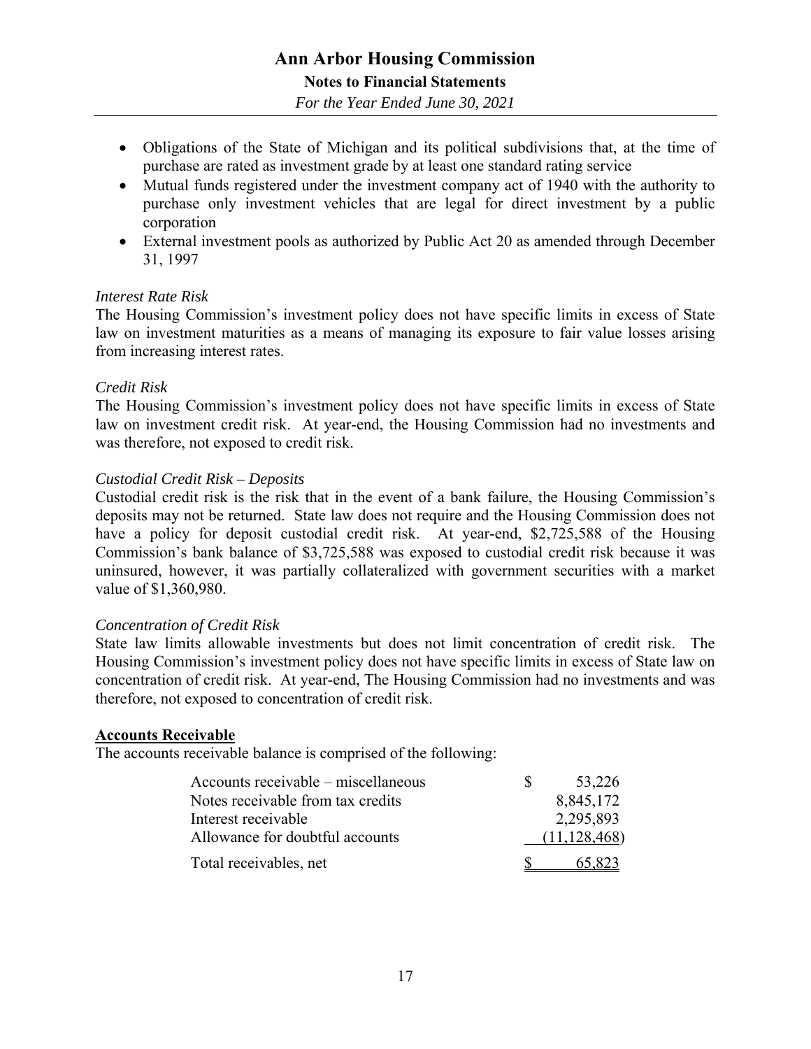- Obligations of the State of Michigan and its political subdivisions that, at the time of purchase are rated as investment grade by at least one standard rating service
- Mutual funds registered under the investment company act of 1940 with the authority to purchase only investment vehicles that are legal for direct investment by a public corporation
- External investment pools as authorized by Public Act 20 as amended through December 31, 1997

*Interest Rate Risk*
The Housing Commission's investment policy does not have specific limits in excess of State law on investment maturities as a means of managing its exposure to fair value losses arising from increasing interest rates.

*Credit Risk*
The Housing Commission's investment policy does not have specific limits in excess of State law on investment credit risk. At year-end, the Housing Commission had no investments and was therefore, not exposed to credit risk.

*Custodial Credit Risk – Deposits*
Custodial credit risk is the risk that in the event of a bank failure, the Housing Commission's deposits may not be returned. State law does not require and the Housing Commission does not have a policy for deposit custodial credit risk. At year-end, $2,725,588 of the Housing Commission's bank balance of $3,725,588 was exposed to custodial credit risk because it was uninsured, however, it was partially collateralized with government securities with a market value of $1,360,980.

*Concentration of Credit Risk*
State law limits allowable investments but does not limit concentration of credit risk. The Housing Commission's investment policy does not have specific limits in excess of State law on concentration of credit risk. At year-end, The Housing Commission had no investments and was therefore, not exposed to concentration of credit risk.

**Accounts Receivable**
The accounts receivable balance is comprised of the following:

| | |
|---|---|
| Accounts receivable – miscellaneous | $ 53,226 |
| Notes receivable from tax credits | 8,845,172 |
| Interest receivable | 2,295,893 |
| Allowance for doubtful accounts | (11,128,468) |
| Total receivables, net | $ 65,823 |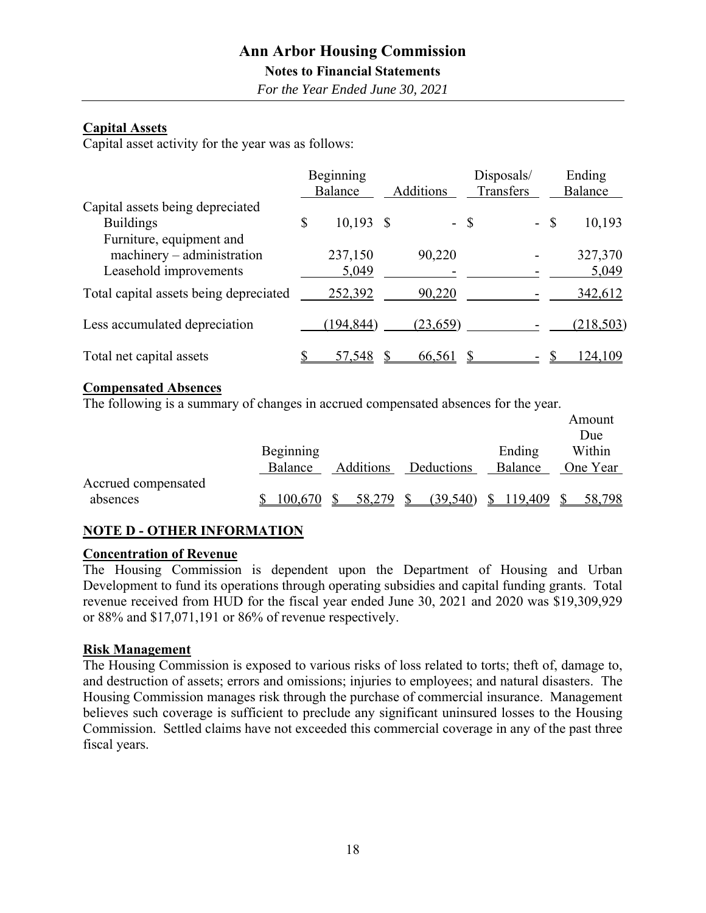**Capital Assets**

Capital asset activity for the year was as follows:

| | Beginning Balance | Additions | Disposals/ Transfers | Ending Balance |
|---|---|---|---|---|
| Capital assets being depreciated | | | | |
| Buildings | $ 10,193 | $ - | $ - | $ 10,193 |
| Furniture, equipment and machinery – administration | 237,150 | 90,220 | - | 327,370 |
| Leasehold improvements | 5,049 | - | - | 5,049 |
| Total capital assets being depreciated | 252,392 | 90,220 | - | 342,612 |
| Less accumulated depreciation | (194,844) | (23,659) | - | (218,503) |
| Total net capital assets | $ 57,548 | $ 66,561 | $ - | $ 124,109 |

**Compensated Absences**

The following is a summary of changes in accrued compensated absences for the year.

| | Beginning Balance | Additions | Deductions | Ending Balance | Amount Due Within One Year |
|---|---|---|---|---|---|
| Accrued compensated absences | $ 100,670 | $ 58,279 | $ (39,540) | $ 119,409 | $ 58,798 |

## NOTE D - OTHER INFORMATION

**Concentration of Revenue**

The Housing Commission is dependent upon the Department of Housing and Urban Development to fund its operations through operating subsidies and capital funding grants. Total revenue received from HUD for the fiscal year ended June 30, 2021 and 2020 was $19,309,929 or 88% and $17,071,191 or 86% of revenue respectively.

**Risk Management**

The Housing Commission is exposed to various risks of loss related to torts; theft of, damage to, and destruction of assets; errors and omissions; injuries to employees; and natural disasters. The Housing Commission manages risk through the purchase of commercial insurance. Management believes such coverage is sufficient to preclude any significant uninsured losses to the Housing Commission. Settled claims have not exceeded this commercial coverage in any of the past three fiscal years.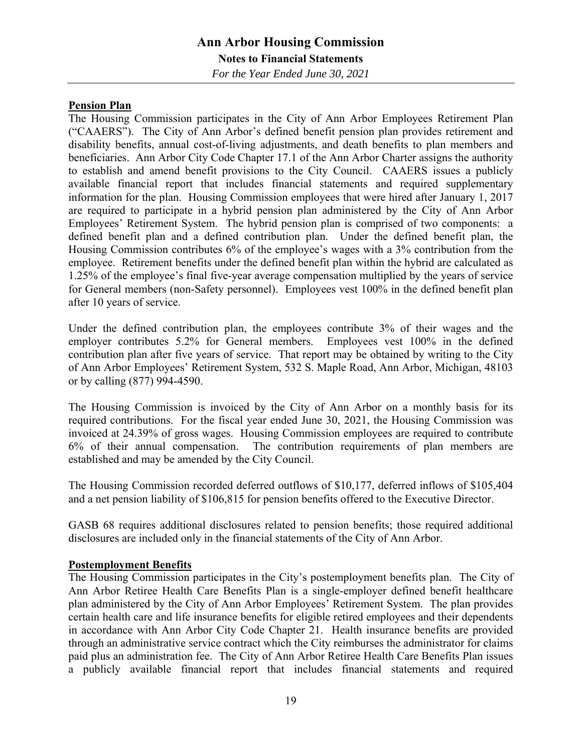**Pension Plan**

The Housing Commission participates in the City of Ann Arbor Employees Retirement Plan ("CAAERS"). The City of Ann Arbor's defined benefit pension plan provides retirement and disability benefits, annual cost-of-living adjustments, and death benefits to plan members and beneficiaries. Ann Arbor City Code Chapter 17.1 of the Ann Arbor Charter assigns the authority to establish and amend benefit provisions to the City Council. CAAERS issues a publicly available financial report that includes financial statements and required supplementary information for the plan. Housing Commission employees that were hired after January 1, 2017 are required to participate in a hybrid pension plan administered by the City of Ann Arbor Employees' Retirement System. The hybrid pension plan is comprised of two components: a defined benefit plan and a defined contribution plan. Under the defined benefit plan, the Housing Commission contributes 6% of the employee's wages with a 3% contribution from the employee. Retirement benefits under the defined benefit plan within the hybrid are calculated as 1.25% of the employee's final five-year average compensation multiplied by the years of service for General members (non-Safety personnel). Employees vest 100% in the defined benefit plan after 10 years of service.

Under the defined contribution plan, the employees contribute 3% of their wages and the employer contributes 5.2% for General members. Employees vest 100% in the defined contribution plan after five years of service. That report may be obtained by writing to the City of Ann Arbor Employees' Retirement System, 532 S. Maple Road, Ann Arbor, Michigan, 48103 or by calling (877) 994-4590.

The Housing Commission is invoiced by the City of Ann Arbor on a monthly basis for its required contributions. For the fiscal year ended June 30, 2021, the Housing Commission was invoiced at 24.39% of gross wages. Housing Commission employees are required to contribute 6% of their annual compensation. The contribution requirements of plan members are established and may be amended by the City Council.

The Housing Commission recorded deferred outflows of $10,177, deferred inflows of $105,404 and a net pension liability of $106,815 for pension benefits offered to the Executive Director.

GASB 68 requires additional disclosures related to pension benefits; those required additional disclosures are included only in the financial statements of the City of Ann Arbor.

**Postemployment Benefits**

The Housing Commission participates in the City's postemployment benefits plan. The City of Ann Arbor Retiree Health Care Benefits Plan is a single-employer defined benefit healthcare plan administered by the City of Ann Arbor Employees' Retirement System. The plan provides certain health care and life insurance benefits for eligible retired employees and their dependents in accordance with Ann Arbor City Code Chapter 21. Health insurance benefits are provided through an administrative service contract which the City reimburses the administrator for claims paid plus an administration fee. The City of Ann Arbor Retiree Health Care Benefits Plan issues a publicly available financial report that includes financial statements and required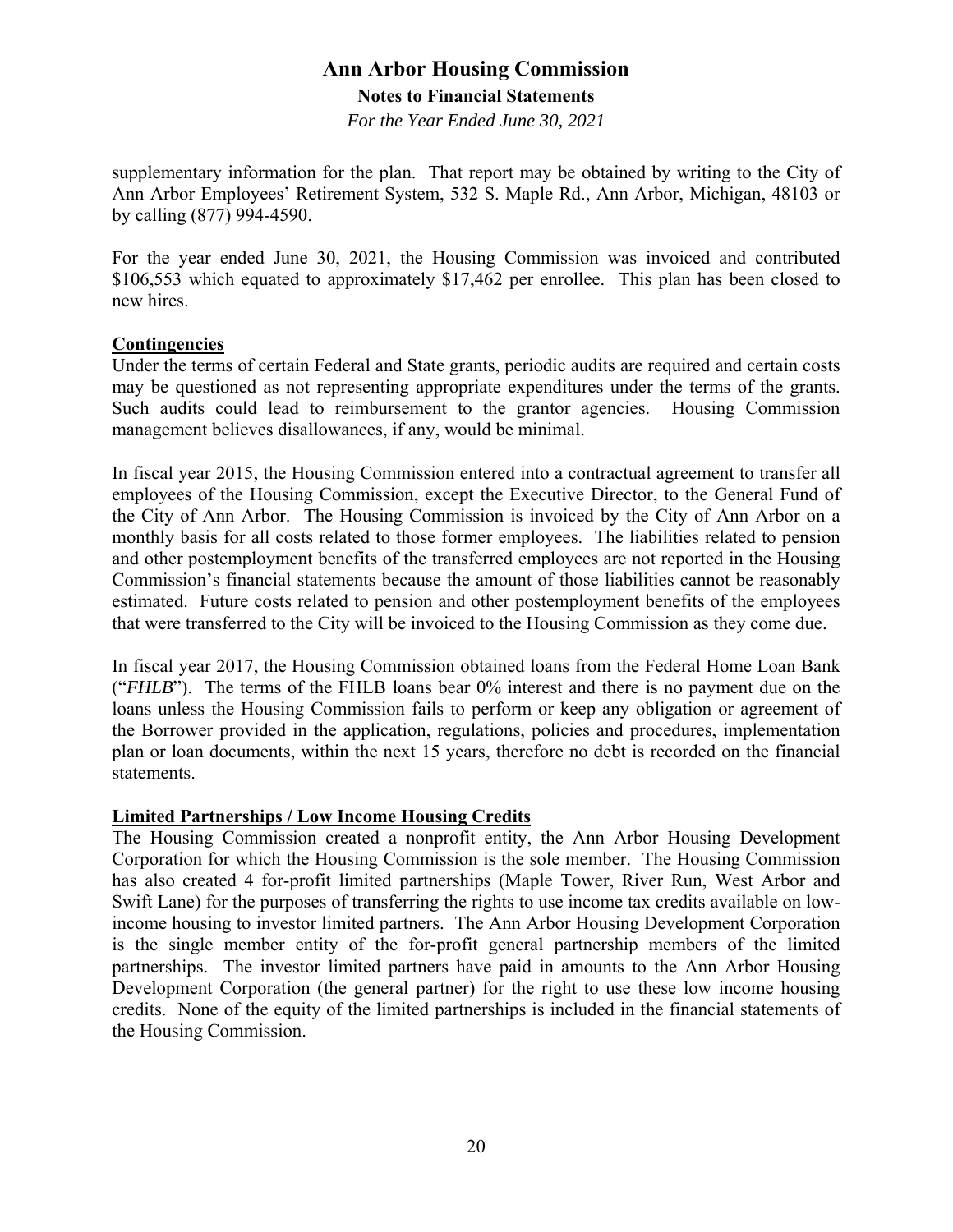supplementary information for the plan. That report may be obtained by writing to the City of Ann Arbor Employees' Retirement System, 532 S. Maple Rd., Ann Arbor, Michigan, 48103 or by calling (877) 994-4590.

For the year ended June 30, 2021, the Housing Commission was invoiced and contributed $106,553 which equated to approximately $17,462 per enrollee. This plan has been closed to new hires.

## Contingencies

Under the terms of certain Federal and State grants, periodic audits are required and certain costs may be questioned as not representing appropriate expenditures under the terms of the grants. Such audits could lead to reimbursement to the grantor agencies. Housing Commission management believes disallowances, if any, would be minimal.

In fiscal year 2015, the Housing Commission entered into a contractual agreement to transfer all employees of the Housing Commission, except the Executive Director, to the General Fund of the City of Ann Arbor. The Housing Commission is invoiced by the City of Ann Arbor on a monthly basis for all costs related to those former employees. The liabilities related to pension and other postemployment benefits of the transferred employees are not reported in the Housing Commission's financial statements because the amount of those liabilities cannot be reasonably estimated. Future costs related to pension and other postemployment benefits of the employees that were transferred to the City will be invoiced to the Housing Commission as they come due.

In fiscal year 2017, the Housing Commission obtained loans from the Federal Home Loan Bank ("*FHLB*"). The terms of the FHLB loans bear 0% interest and there is no payment due on the loans unless the Housing Commission fails to perform or keep any obligation or agreement of the Borrower provided in the application, regulations, policies and procedures, implementation plan or loan documents, within the next 15 years, therefore no debt is recorded on the financial statements.

## Limited Partnerships / Low Income Housing Credits

The Housing Commission created a nonprofit entity, the Ann Arbor Housing Development Corporation for which the Housing Commission is the sole member. The Housing Commission has also created 4 for-profit limited partnerships (Maple Tower, River Run, West Arbor and Swift Lane) for the purposes of transferring the rights to use income tax credits available on low-income housing to investor limited partners. The Ann Arbor Housing Development Corporation is the single member entity of the for-profit general partnership members of the limited partnerships. The investor limited partners have paid in amounts to the Ann Arbor Housing Development Corporation (the general partner) for the right to use these low income housing credits. None of the equity of the limited partnerships is included in the financial statements of the Housing Commission.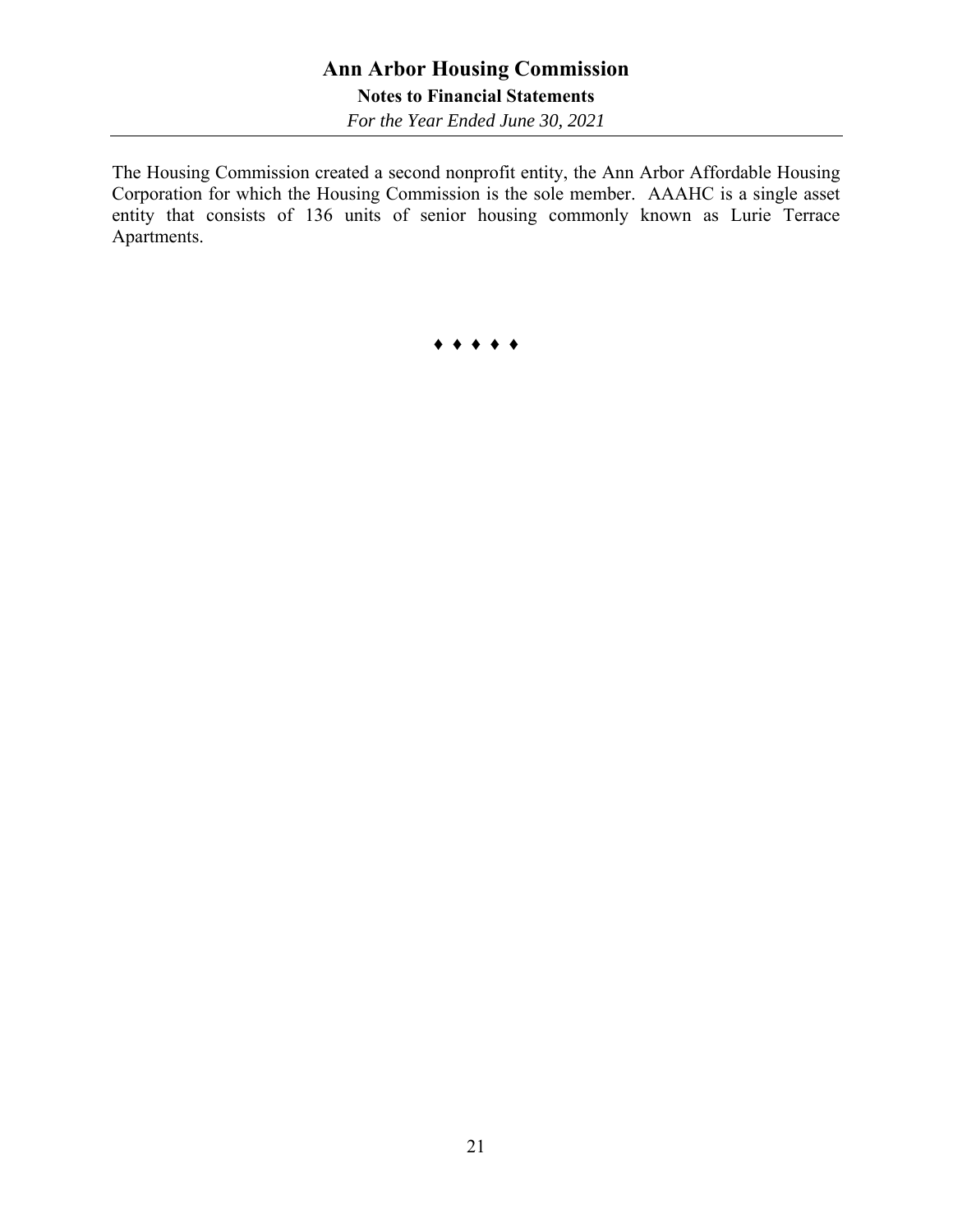The Housing Commission created a second nonprofit entity, the Ann Arbor Affordable Housing Corporation for which the Housing Commission is the sole member. AAAHC is a single asset entity that consists of 136 units of senior housing commonly known as Lurie Terrace Apartments.

♦ ♦ ♦ ♦ ♦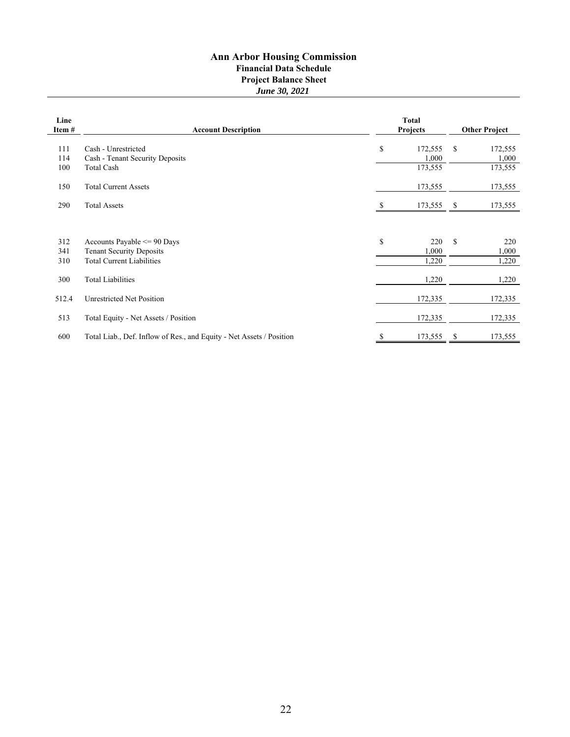# Ann Arbor Housing Commission

## Financial Data Schedule

## Project Balance Sheet

***June 30, 2021***

| Line Item # | Account Description | Total Projects | Other Project |
|---|---|---|---|
| 111 | Cash - Unrestricted | $ 172,555 | $ 172,555 |
| 114 | Cash - Tenant Security Deposits | 1,000 | 1,000 |
| 100 | Total Cash | 173,555 | 173,555 |
| 150 | Total Current Assets | 173,555 | 173,555 |
| 290 | Total Assets | $ 173,555 | $ 173,555 |
| 312 | Accounts Payable <= 90 Days | $ 220 | $ 220 |
| 341 | Tenant Security Deposits | 1,000 | 1,000 |
| 310 | Total Current Liabilities | 1,220 | 1,220 |
| 300 | Total Liabilities | 1,220 | 1,220 |
| 512.4 | Unrestricted Net Position | 172,335 | 172,335 |
| 513 | Total Equity - Net Assets / Position | 172,335 | 172,335 |
| 600 | Total Liab., Def. Inflow of Res., and Equity - Net Assets / Position | $ 173,555 | $ 173,555 |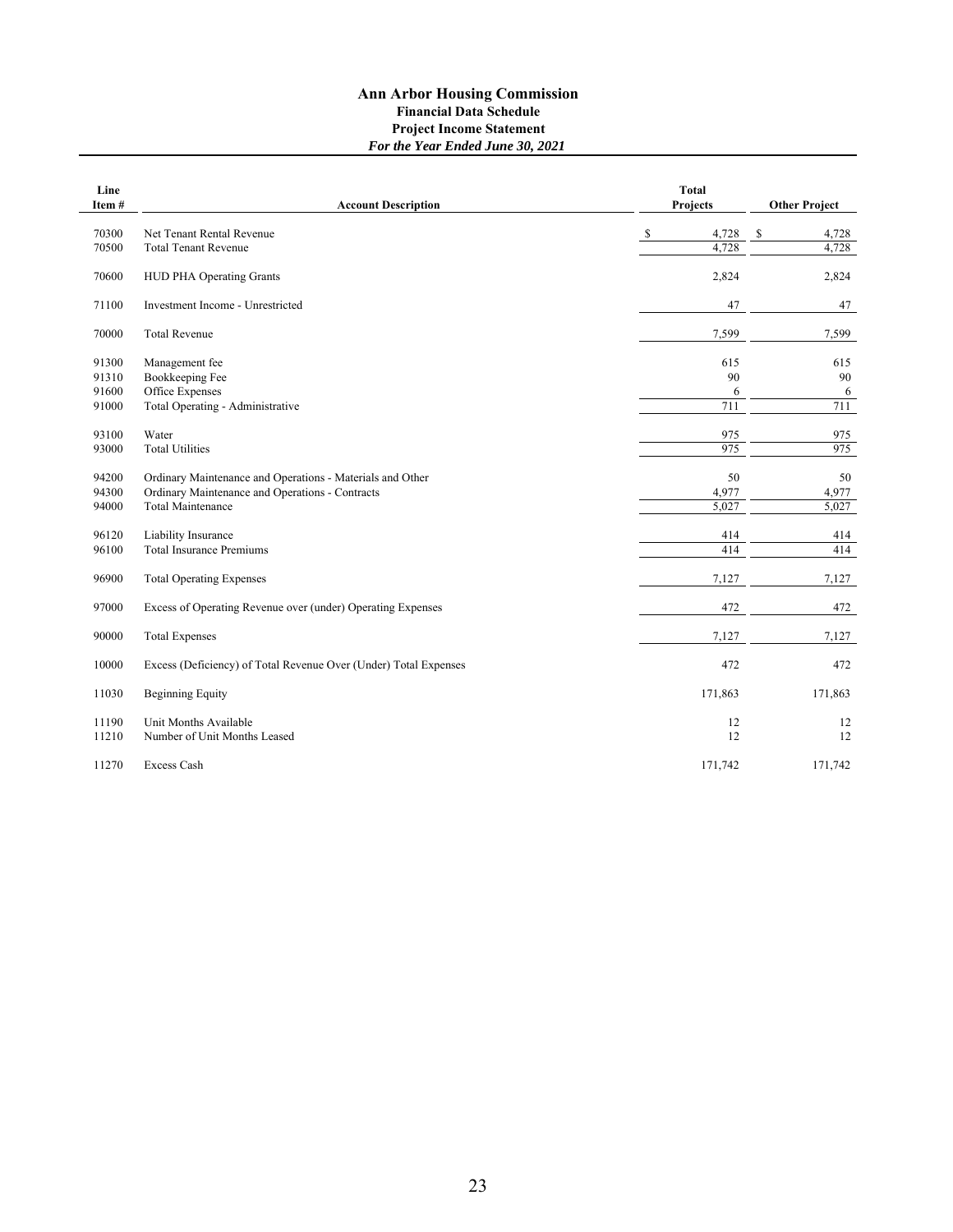# Ann Arbor Housing Commission
## Financial Data Schedule
## Project Income Statement
### *For the Year Ended June 30, 2021*

| Line Item # | Account Description | Total Projects | Other Project |
|---|---|---|---|
| 70300 | Net Tenant Rental Revenue | $ 4,728 | $ 4,728 |
| 70500 | Total Tenant Revenue | 4,728 | 4,728 |
| 70600 | HUD PHA Operating Grants | 2,824 | 2,824 |
| 71100 | Investment Income - Unrestricted | 47 | 47 |
| 70000 | Total Revenue | 7,599 | 7,599 |
| 91300 | Management fee | 615 | 615 |
| 91310 | Bookkeeping Fee | 90 | 90 |
| 91600 | Office Expenses | 6 | 6 |
| 91000 | Total Operating - Administrative | 711 | 711 |
| 93100 | Water | 975 | 975 |
| 93000 | Total Utilities | 975 | 975 |
| 94200 | Ordinary Maintenance and Operations - Materials and Other | 50 | 50 |
| 94300 | Ordinary Maintenance and Operations - Contracts | 4,977 | 4,977 |
| 94000 | Total Maintenance | 5,027 | 5,027 |
| 96120 | Liability Insurance | 414 | 414 |
| 96100 | Total Insurance Premiums | 414 | 414 |
| 96900 | Total Operating Expenses | 7,127 | 7,127 |
| 97000 | Excess of Operating Revenue over (under) Operating Expenses | 472 | 472 |
| 90000 | Total Expenses | 7,127 | 7,127 |
| 10000 | Excess (Deficiency) of Total Revenue Over (Under) Total Expenses | 472 | 472 |
| 11030 | Beginning Equity | 171,863 | 171,863 |
| 11190 | Unit Months Available | 12 | 12 |
| 11210 | Number of Unit Months Leased | 12 | 12 |
| 11270 | Excess Cash | 171,742 | 171,742 |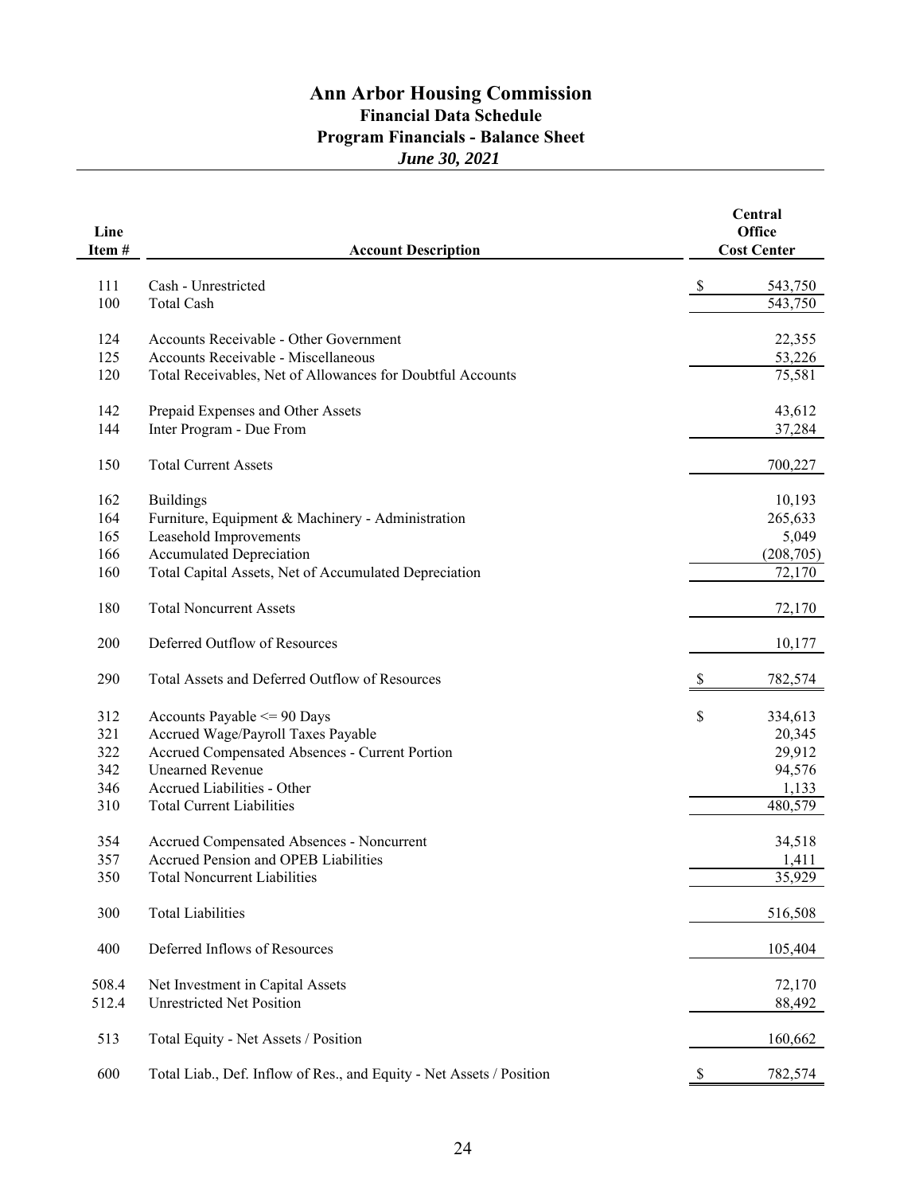# Ann Arbor Housing Commission

## Financial Data Schedule

### Program Financials - Balance Sheet

*June 30, 2021*

| Line Item # | Account Description | Central Office Cost Center |
|---|---|---|
| 111 | Cash - Unrestricted | $ 543,750 |
| 100 | Total Cash | 543,750 |
| 124 | Accounts Receivable - Other Government | 22,355 |
| 125 | Accounts Receivable - Miscellaneous | 53,226 |
| 120 | Total Receivables, Net of Allowances for Doubtful Accounts | 75,581 |
| 142 | Prepaid Expenses and Other Assets | 43,612 |
| 144 | Inter Program - Due From | 37,284 |
| 150 | Total Current Assets | 700,227 |
| 162 | Buildings | 10,193 |
| 164 | Furniture, Equipment & Machinery - Administration | 265,633 |
| 165 | Leasehold Improvements | 5,049 |
| 166 | Accumulated Depreciation | (208,705) |
| 160 | Total Capital Assets, Net of Accumulated Depreciation | 72,170 |
| 180 | Total Noncurrent Assets | 72,170 |
| 200 | Deferred Outflow of Resources | 10,177 |
| 290 | Total Assets and Deferred Outflow of Resources | $ 782,574 |
| 312 | Accounts Payable <= 90 Days | $ 334,613 |
| 321 | Accrued Wage/Payroll Taxes Payable | 20,345 |
| 322 | Accrued Compensated Absences - Current Portion | 29,912 |
| 342 | Unearned Revenue | 94,576 |
| 346 | Accrued Liabilities - Other | 1,133 |
| 310 | Total Current Liabilities | 480,579 |
| 354 | Accrued Compensated Absences - Noncurrent | 34,518 |
| 357 | Accrued Pension and OPEB Liabilities | 1,411 |
| 350 | Total Noncurrent Liabilities | 35,929 |
| 300 | Total Liabilities | 516,508 |
| 400 | Deferred Inflows of Resources | 105,404 |
| 508.4 | Net Investment in Capital Assets | 72,170 |
| 512.4 | Unrestricted Net Position | 88,492 |
| 513 | Total Equity - Net Assets / Position | 160,662 |
| 600 | Total Liab., Def. Inflow of Res., and Equity - Net Assets / Position | $ 782,574 |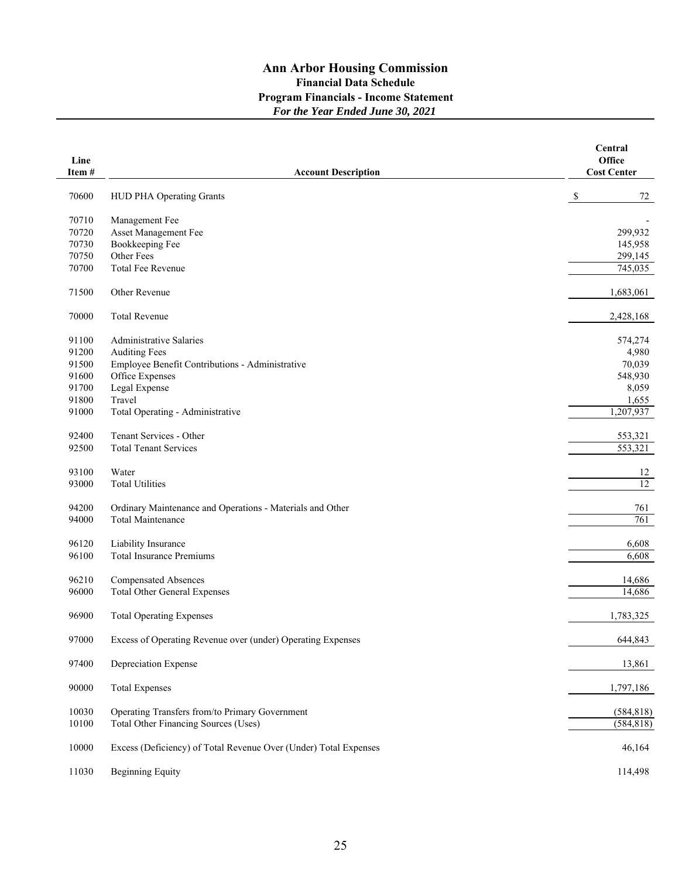# Ann Arbor Housing Commission

## Financial Data Schedule

## Program Financials - Income Statement

### *For the Year Ended June 30, 2021*

| Line Item # | Account Description | Central Office Cost Center |
|---|---|---|
| 70600 | HUD PHA Operating Grants | $ 72 |
| 70710 | Management Fee | - |
| 70720 | Asset Management Fee | 299,932 |
| 70730 | Bookkeeping Fee | 145,958 |
| 70750 | Other Fees | 299,145 |
| 70700 | Total Fee Revenue | 745,035 |
| 71500 | Other Revenue | 1,683,061 |
| 70000 | Total Revenue | 2,428,168 |
| 91100 | Administrative Salaries | 574,274 |
| 91200 | Auditing Fees | 4,980 |
| 91500 | Employee Benefit Contributions - Administrative | 70,039 |
| 91600 | Office Expenses | 548,930 |
| 91700 | Legal Expense | 8,059 |
| 91800 | Travel | 1,655 |
| 91000 | Total Operating - Administrative | 1,207,937 |
| 92400 | Tenant Services - Other | 553,321 |
| 92500 | Total Tenant Services | 553,321 |
| 93100 | Water | 12 |
| 93000 | Total Utilities | 12 |
| 94200 | Ordinary Maintenance and Operations - Materials and Other | 761 |
| 94000 | Total Maintenance | 761 |
| 96120 | Liability Insurance | 6,608 |
| 96100 | Total Insurance Premiums | 6,608 |
| 96210 | Compensated Absences | 14,686 |
| 96000 | Total Other General Expenses | 14,686 |
| 96900 | Total Operating Expenses | 1,783,325 |
| 97000 | Excess of Operating Revenue over (under) Operating Expenses | 644,843 |
| 97400 | Depreciation Expense | 13,861 |
| 90000 | Total Expenses | 1,797,186 |
| 10030 | Operating Transfers from/to Primary Government | (584,818) |
| 10100 | Total Other Financing Sources (Uses) | (584,818) |
| 10000 | Excess (Deficiency) of Total Revenue Over (Under) Total Expenses | 46,164 |
| 11030 | Beginning Equity | 114,498 |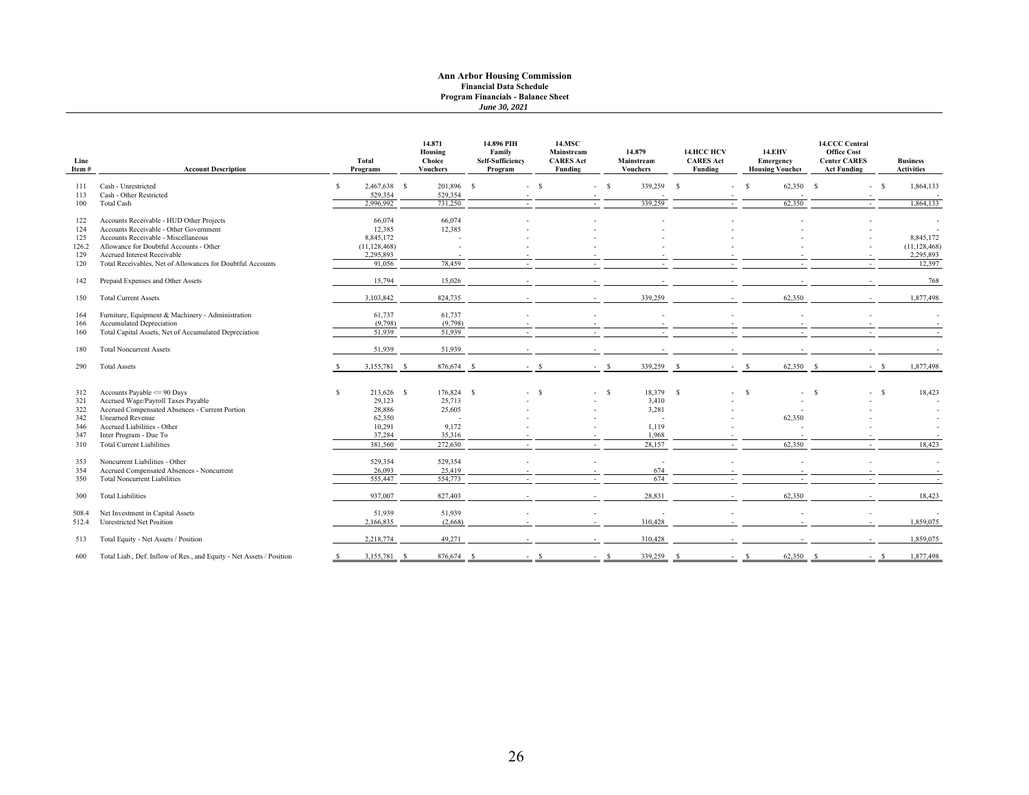# Ann Arbor Housing Commission

**Financial Data Schedule**

**Program Financials - Balance Sheet**

***June 30, 2021***

| Line Item # | Account Description | Total Programs | 14.871 Housing Choice Vouchers | 14.896 PIH Family Self-Sufficiency Program | 14.MSC Mainstream CARES Act Funding | 14.879 Mainstream Vouchers | 14.HCC HCV CARES Act Funding | 14.EHV Emergency Housing Voucher | 14.CCC Central Office Cost Center CARES Act Funding | Business Activities |
|---|---|---|---|---|---|---|---|---|---|---|
| 111 | Cash - Unrestricted | $ 2,467,638 | $ 201,896 | $ - | $ - | $ 339,259 | $ - | $ 62,350 | $ - | $ 1,864,133 |
| 113 | Cash - Other Restricted | 529,354 | 529,354 | - | - | - | - | - | - | - |
| 100 | Total Cash | 2,996,992 | 731,250 | - | - | 339,259 | - | 62,350 | - | 1,864,133 |
| 122 | Accounts Receivable - HUD Other Projects | 66,074 | 66,074 | - | - | - | - | - | - | - |
| 124 | Accounts Receivable - Other Government | 12,385 | 12,385 | - | - | - | - | - | - | - |
| 125 | Accounts Receivable - Miscellaneous | 8,845,172 | - | - | - | - | - | - | - | 8,845,172 |
| 126.2 | Allowance for Doubtful Accounts - Other | (11,128,468) | - | - | - | - | - | - | - | (11,128,468) |
| 129 | Accrued Interest Receivable | 2,295,893 | - | - | - | - | - | - | - | 2,295,893 |
| 120 | Total Receivables, Net of Allowances for Doubtful Accounts | 91,056 | 78,459 | - | - | - | - | - | - | 12,597 |
| 142 | Prepaid Expenses and Other Assets | 15,794 | 15,026 | - | - | - | - | - | - | 768 |
| 150 | Total Current Assets | 3,103,842 | 824,735 | - | - | 339,259 | - | 62,350 | - | 1,877,498 |
| 164 | Furniture, Equipment & Machinery - Administration | 61,737 | 61,737 | - | - | - | - | - | - | - |
| 166 | Accumulated Depreciation | (9,798) | (9,798) | - | - | - | - | - | - | - |
| 160 | Total Capital Assets, Net of Accumulated Depreciation | 51,939 | 51,939 | - | - | - | - | - | - | - |
| 180 | Total Noncurrent Assets | 51,939 | 51,939 | - | - | - | - | - | - | - |
| 290 | Total Assets | $ 3,155,781 | $ 876,674 | $ - | $ - | $ 339,259 | $ - | $ 62,350 | $ - | $ 1,877,498 |
| 312 | Accounts Payable <= 90 Days | $ 213,626 | $ 176,824 | $ - | $ - | $ 18,379 | $ - | $ - | $ - | $ 18,423 |
| 321 | Accrued Wage/Payroll Taxes Payable | 29,123 | 25,713 | - | - | 3,410 | - | - | - | - |
| 322 | Accrued Compensated Absences - Current Portion | 28,886 | 25,605 | - | - | 3,281 | - | - | - | - |
| 342 | Unearned Revenue | 62,350 | - | - | - | - | - | 62,350 | - | - |
| 346 | Accrued Liabilities - Other | 10,291 | 9,172 | - | - | 1,119 | - | - | - | - |
| 347 | Inter Program - Due To | 37,284 | 35,316 | - | - | 1,968 | - | - | - | - |
| 310 | Total Current Liabilities | 381,560 | 272,630 | - | - | 28,157 | - | 62,350 | - | 18,423 |
| 353 | Noncurrent Liabilities - Other | 529,354 | 529,354 | - | - | - | - | - | - | - |
| 354 | Accrued Compensated Absences - Noncurrent | 26,093 | 25,419 | - | - | 674 | - | - | - | - |
| 350 | Total Noncurrent Liabilities | 555,447 | 554,773 | - | - | 674 | - | - | - | - |
| 300 | Total Liabilities | 937,007 | 827,403 | - | - | 28,831 | - | 62,350 | - | 18,423 |
| 508.4 | Net Investment in Capital Assets | 51,939 | 51,939 | - | - | - | - | - | - | - |
| 512.4 | Unrestricted Net Position | 2,166,835 | (2,668) | - | - | 310,428 | - | - | - | 1,859,075 |
| 513 | Total Equity - Net Assets / Position | 2,218,774 | 49,271 | - | - | 310,428 | - | - | - | 1,859,075 |
| 600 | Total Liab., Def. Inflow of Res., and Equity - Net Assets / Position | $ 3,155,781 | $ 876,674 | $ - | $ - | $ 339,259 | $ - | $ 62,350 | $ - | $ 1,877,498 |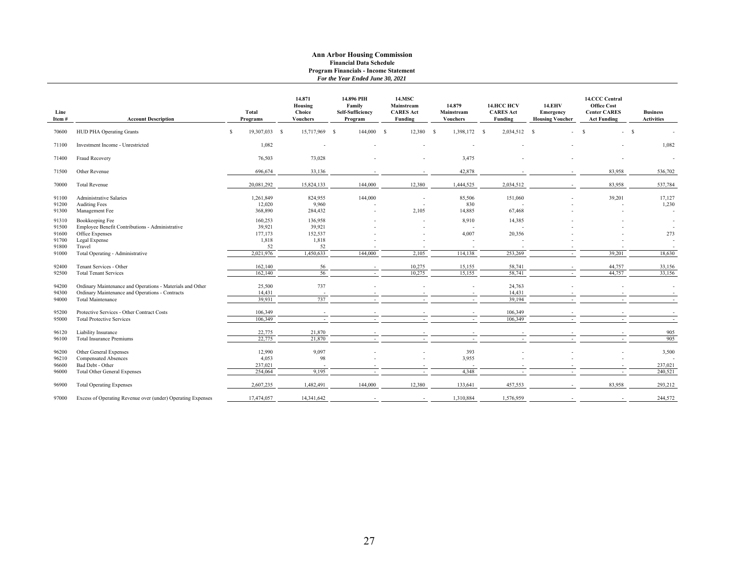# Ann Arbor Housing Commission

## Financial Data Schedule

### Program Financials - Income Statement

*For the Year Ended June 30, 2021*

| Line Item # | Account Description | Total Programs | 14.871 Housing Choice Vouchers | 14.896 PIH Family Self-Sufficiency Program | 14.MSC Mainstream CARES Act Funding | 14.879 Mainstream Vouchers | 14.HCC HCV CARES Act Funding | 14.EHV Emergency Housing Voucher | 14.CCC Central Office Cost Center CARES Act Funding | Business Activities |
|---|---|---|---|---|---|---|---|---|---|---|
| 70600 | HUD PHA Operating Grants | $ 19,307,033 | $ 15,717,969 | $ 144,000 | $ 12,380 | $ 1,398,172 | $ 2,034,512 | $ - | $ - | $ - |
| 71100 | Investment Income - Unrestricted | 1,082 | - | - | - | - | - | - | - | 1,082 |
| 71400 | Fraud Recovery | 76,503 | 73,028 | - | - | 3,475 | - | - | - | - |
| 71500 | Other Revenue | 696,674 | 33,136 | - | - | 42,878 | - | - | 83,958 | 536,702 |
| 70000 | Total Revenue | 20,081,292 | 15,824,133 | 144,000 | 12,380 | 1,444,525 | 2,034,512 | - | 83,958 | 537,784 |
| 91100 | Administrative Salaries | 1,261,849 | 824,955 | 144,000 | - | 85,506 | 151,060 | - | 39,201 | 17,127 |
| 91200 | Auditing Fees | 12,020 | 9,960 | - | - | 830 | - | - | - | 1,230 |
| 91300 | Management Fee | 368,890 | 284,432 | - | 2,105 | 14,885 | 67,468 | - | - | - |
| 91310 | Bookkeeping Fee | 160,253 | 136,958 | - | - | 8,910 | 14,385 | - | - | - |
| 91500 | Employee Benefit Contributions - Administrative | 39,921 | 39,921 | - | - | - | - | - | - | - |
| 91600 | Office Expenses | 177,173 | 152,537 | - | - | 4,007 | 20,356 | - | - | 273 |
| 91700 | Legal Expense | 1,818 | 1,818 | - | - | - | - | - | - | - |
| 91800 | Travel | 52 | 52 | - | - | - | - | - | - | - |
| 91000 | Total Operating - Administrative | 2,021,976 | 1,450,633 | 144,000 | 2,105 | 114,138 | 253,269 | - | 39,201 | 18,630 |
| 92400 | Tenant Services - Other | 162,140 | 56 | - | 10,275 | 15,155 | 58,741 | - | 44,757 | 33,156 |
| 92500 | Total Tenant Services | 162,140 | 56 | - | 10,275 | 15,155 | 58,741 | - | 44,757 | 33,156 |
| 94200 | Ordinary Maintenance and Operations - Materials and Other | 25,500 | 737 | - | - | - | 24,763 | - | - | - |
| 94300 | Ordinary Maintenance and Operations - Contracts | 14,431 | - | - | - | - | 14,431 | - | - | - |
| 94000 | Total Maintenance | 39,931 | 737 | - | - | - | 39,194 | - | - | - |
| 95200 | Protective Services - Other Contract Costs | 106,349 | - | - | - | - | 106,349 | - | - | - |
| 95000 | Total Protective Services | 106,349 | - | - | - | - | 106,349 | - | - | - |
| 96120 | Liability Insurance | 22,775 | 21,870 | - | - | - | - | - | - | 905 |
| 96100 | Total Insurance Premiums | 22,775 | 21,870 | - | - | - | - | - | - | 905 |
| 96200 | Other General Expenses | 12,990 | 9,097 | - | - | 393 | - | - | - | 3,500 |
| 96210 | Compensated Absences | 4,053 | 98 | - | - | 3,955 | - | - | - | - |
| 96600 | Bad Debt - Other | 237,021 | - | - | - | - | - | - | - | 237,021 |
| 96000 | Total Other General Expenses | 254,064 | 9,195 | - | - | 4,348 | - | - | - | 240,521 |
| 96900 | Total Operating Expenses | 2,607,235 | 1,482,491 | 144,000 | 12,380 | 133,641 | 457,553 | - | 83,958 | 293,212 |
| 97000 | Excess of Operating Revenue over (under) Operating Expenses | 17,474,057 | 14,341,642 | - | - | 1,310,884 | 1,576,959 | - | - | 244,572 |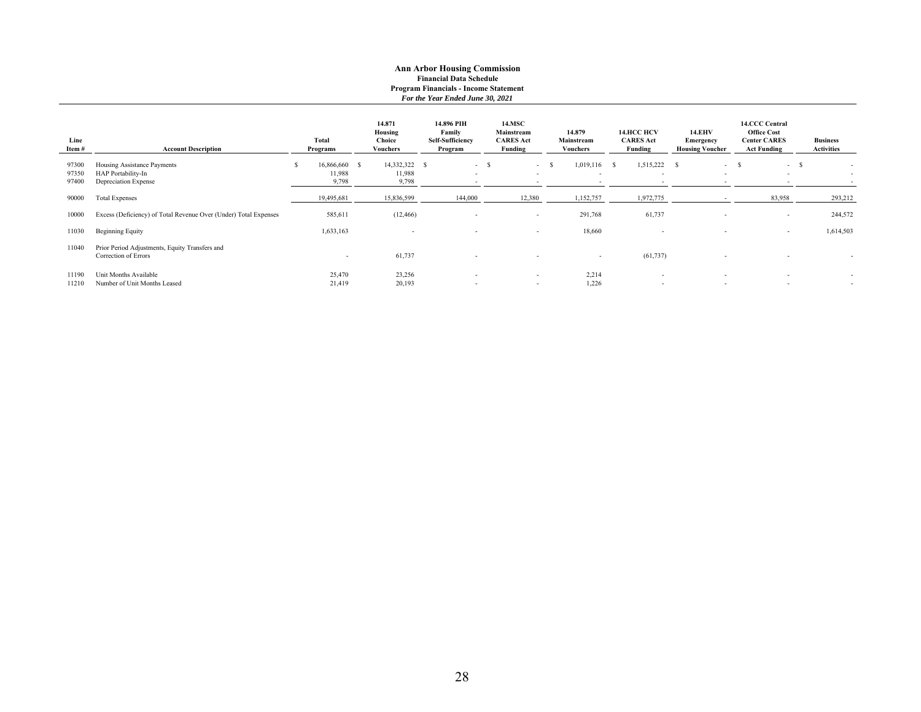**Ann Arbor Housing Commission**
**Financial Data Schedule**
**Program Financials - Income Statement**
***For the Year Ended June 30, 2021***

| Line Item # | Account Description | Total Programs | 14.871 Housing Choice Vouchers | 14.896 PIH Family Self-Sufficiency Program | 14.MSC Mainstream CARES Act Funding | 14.879 Mainstream Vouchers | 14.HCC HCV CARES Act Funding | 14.EHV Emergency Housing Voucher | 14.CCC Central Office Cost Center CARES Act Funding | Business Activities |
|---|---|---|---|---|---|---|---|---|---|---|
| 97300 | Housing Assistance Payments | $ 16,866,660 | $ 14,332,322 | $ - | $ - | $ 1,019,116 | $ 1,515,222 | $ - | $ - | $ - |
| 97350 | HAP Portability-In | 11,988 | 11,988 | - | - | - | - | - | - | - |
| 97400 | Depreciation Expense | 9,798 | 9,798 | - | - | - | - | - | - | - |
| 90000 | Total Expenses | 19,495,681 | 15,836,599 | 144,000 | 12,380 | 1,152,757 | 1,972,775 | - | 83,958 | 293,212 |
| 10000 | Excess (Deficiency) of Total Revenue Over (Under) Total Expenses | 585,611 | (12,466) | - | - | 291,768 | 61,737 | - | - | 244,572 |
| 11030 | Beginning Equity | 1,633,163 | - | - | - | 18,660 | - | - | - | 1,614,503 |
| 11040 | Prior Period Adjustments, Equity Transfers and Correction of Errors | - | 61,737 | - | - | - | (61,737) | - | - | - |
| 11190 | Unit Months Available | 25,470 | 23,256 | - | - | 2,214 | - | - | - | - |
| 11210 | Number of Unit Months Leased | 21,419 | 20,193 | - | - | 1,226 | - | - | - | - |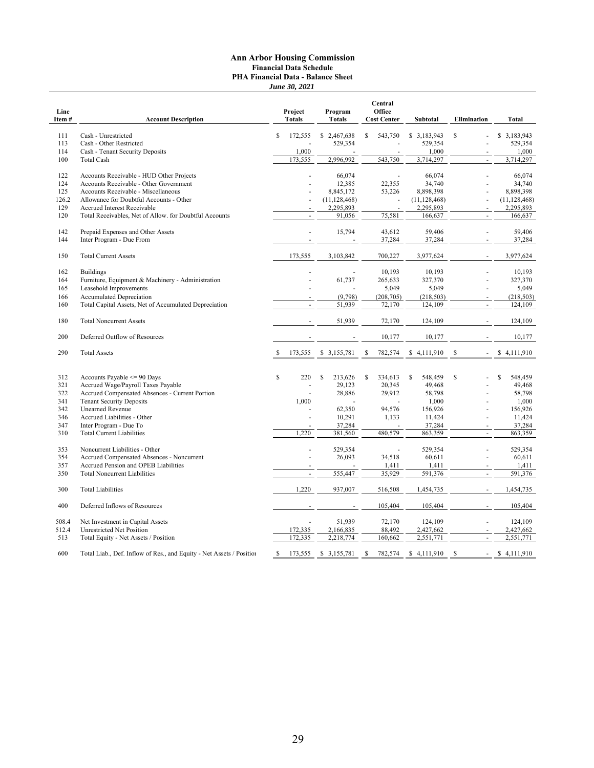# Ann Arbor Housing Commission

## Financial Data Schedule

### PHA Financial Data - Balance Sheet

*June 30, 2021*

| Line Item # | Account Description | Project Totals | Program Totals | Central Office Cost Center | Subtotal | Elimination | Total |
|---|---|---|---|---|---|---|---|
| 111 | Cash - Unrestricted | $ 172,555 | $ 2,467,638 | $ 543,750 | $ 3,183,943 | $ - | $ 3,183,943 |
| 113 | Cash - Other Restricted | - | 529,354 | - | 529,354 | - | 529,354 |
| 114 | Cash - Tenant Security Deposits | 1,000 | - | - | 1,000 | - | 1,000 |
| 100 | Total Cash | 173,555 | 2,996,992 | 543,750 | 3,714,297 | - | 3,714,297 |
| 122 | Accounts Receivable - HUD Other Projects | - | 66,074 | - | 66,074 | - | 66,074 |
| 124 | Accounts Receivable - Other Government | - | 12,385 | 22,355 | 34,740 | - | 34,740 |
| 125 | Accounts Receivable - Miscellaneous | - | 8,845,172 | 53,226 | 8,898,398 | - | 8,898,398 |
| 126.2 | Allowance for Doubtful Accounts - Other | - | (11,128,468) | - | (11,128,468) | - | (11,128,468) |
| 129 | Accrued Interest Receivable | - | 2,295,893 | - | 2,295,893 | - | 2,295,893 |
| 120 | Total Receivables, Net of Allow. for Doubtful Accounts | - | 91,056 | 75,581 | 166,637 | - | 166,637 |
| 142 | Prepaid Expenses and Other Assets | - | 15,794 | 43,612 | 59,406 | - | 59,406 |
| 144 | Inter Program - Due From | - | - | 37,284 | 37,284 | - | 37,284 |
| 150 | Total Current Assets | 173,555 | 3,103,842 | 700,227 | 3,977,624 | - | 3,977,624 |
| 162 | Buildings | - | - | 10,193 | 10,193 | - | 10,193 |
| 164 | Furniture, Equipment & Machinery - Administration | - | 61,737 | 265,633 | 327,370 | - | 327,370 |
| 165 | Leasehold Improvements | - | - | 5,049 | 5,049 | - | 5,049 |
| 166 | Accumulated Depreciation | - | (9,798) | (208,705) | (218,503) | - | (218,503) |
| 160 | Total Capital Assets, Net of Accumulated Depreciation | - | 51,939 | 72,170 | 124,109 | - | 124,109 |
| 180 | Total Noncurrent Assets | - | 51,939 | 72,170 | 124,109 | - | 124,109 |
| 200 | Deferred Outflow of Resources | - | - | 10,177 | 10,177 | - | 10,177 |
| 290 | Total Assets | $ 173,555 | $ 3,155,781 | $ 782,574 | $ 4,111,910 | $ - | $ 4,111,910 |
| 312 | Accounts Payable <= 90 Days | $ 220 | $ 213,626 | $ 334,613 | $ 548,459 | $ - | $ 548,459 |
| 321 | Accrued Wage/Payroll Taxes Payable | - | 29,123 | 20,345 | 49,468 | - | 49,468 |
| 322 | Accrued Compensated Absences - Current Portion | - | 28,886 | 29,912 | 58,798 | - | 58,798 |
| 341 | Tenant Security Deposits | 1,000 | - | - | 1,000 | - | 1,000 |
| 342 | Unearned Revenue | - | 62,350 | 94,576 | 156,926 | - | 156,926 |
| 346 | Accrued Liabilities - Other | - | 10,291 | 1,133 | 11,424 | - | 11,424 |
| 347 | Inter Program - Due To | - | 37,284 | - | 37,284 | - | 37,284 |
| 310 | Total Current Liabilities | 1,220 | 381,560 | 480,579 | 863,359 | - | 863,359 |
| 353 | Noncurrent Liabilities - Other | - | 529,354 | - | 529,354 | - | 529,354 |
| 354 | Accrued Compensated Absences - Noncurrent | - | 26,093 | 34,518 | 60,611 | - | 60,611 |
| 357 | Accrued Pension and OPEB Liabilities | - | - | 1,411 | 1,411 | - | 1,411 |
| 350 | Total Noncurrent Liabilities | - | 555,447 | 35,929 | 591,376 | - | 591,376 |
| 300 | Total Liabilities | 1,220 | 937,007 | 516,508 | 1,454,735 | - | 1,454,735 |
| 400 | Deferred Inflows of Resources | - | - | 105,404 | 105,404 | - | 105,404 |
| 508.4 | Net Investment in Capital Assets | - | 51,939 | 72,170 | 124,109 | - | 124,109 |
| 512.4 | Unrestricted Net Position | 172,335 | 2,166,835 | 88,492 | 2,427,662 | - | 2,427,662 |
| 513 | Total Equity - Net Assets / Position | 172,335 | 2,218,774 | 160,662 | 2,551,771 | - | 2,551,771 |
| 600 | Total Liab., Def. Inflow of Res., and Equity - Net Assets / Position | $ 173,555 | $ 3,155,781 | $ 782,574 | $ 4,111,910 | $ - | $ 4,111,910 |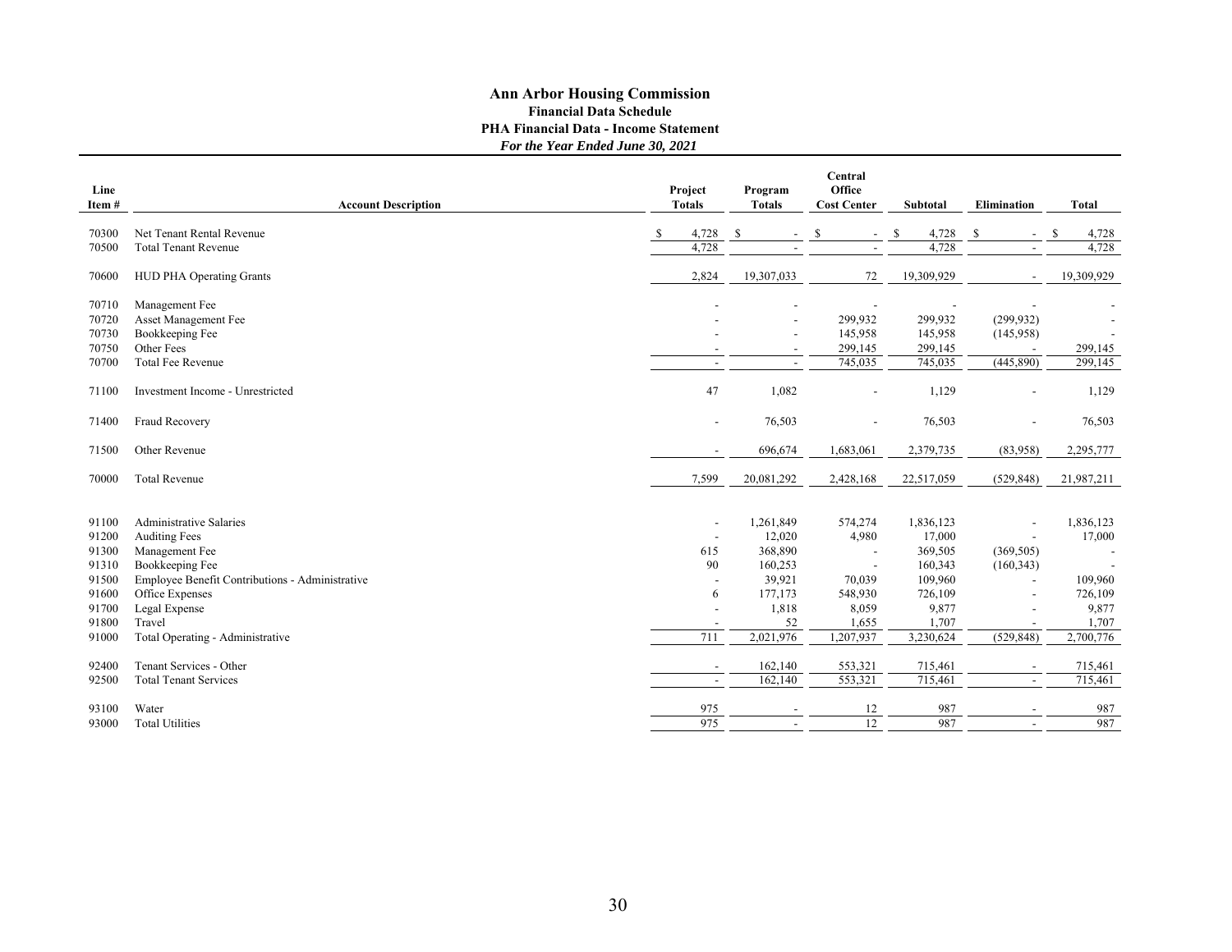# Ann Arbor Housing Commission

**Financial Data Schedule**

**PHA Financial Data - Income Statement**

***For the Year Ended June 30, 2021***

| Line Item # | Account Description | Project Totals | Program Totals | Central Office Cost Center | Subtotal | Elimination | Total |
|---|---|---|---|---|---|---|---|
| 70300 | Net Tenant Rental Revenue | $ 4,728 | $ - | $ - | $ 4,728 | $ - | $ 4,728 |
| 70500 | Total Tenant Revenue | 4,728 | - | - | 4,728 | - | 4,728 |
| 70600 | HUD PHA Operating Grants | 2,824 | 19,307,033 | 72 | 19,309,929 | - | 19,309,929 |
| 70710 | Management Fee | - | - | - | - | - | - |
| 70720 | Asset Management Fee | - | - | 299,932 | 299,932 | (299,932) | - |
| 70730 | Bookkeeping Fee | - | - | 145,958 | 145,958 | (145,958) | - |
| 70750 | Other Fees | - | - | 299,145 | 299,145 | - | 299,145 |
| 70700 | Total Fee Revenue | - | - | 745,035 | 745,035 | (445,890) | 299,145 |
| 71100 | Investment Income - Unrestricted | 47 | 1,082 | - | 1,129 | - | 1,129 |
| 71400 | Fraud Recovery | - | 76,503 | - | 76,503 | - | 76,503 |
| 71500 | Other Revenue | - | 696,674 | 1,683,061 | 2,379,735 | (83,958) | 2,295,777 |
| 70000 | Total Revenue | 7,599 | 20,081,292 | 2,428,168 | 22,517,059 | (529,848) | 21,987,211 |
| 91100 | Administrative Salaries | - | 1,261,849 | 574,274 | 1,836,123 | - | 1,836,123 |
| 91200 | Auditing Fees | - | 12,020 | 4,980 | 17,000 | - | 17,000 |
| 91300 | Management Fee | 615 | 368,890 | - | 369,505 | (369,505) | - |
| 91310 | Bookkeeping Fee | 90 | 160,253 | - | 160,343 | (160,343) | - |
| 91500 | Employee Benefit Contributions - Administrative | - | 39,921 | 70,039 | 109,960 | - | 109,960 |
| 91600 | Office Expenses | 6 | 177,173 | 548,930 | 726,109 | - | 726,109 |
| 91700 | Legal Expense | - | 1,818 | 8,059 | 9,877 | - | 9,877 |
| 91800 | Travel | - | 52 | 1,655 | 1,707 | - | 1,707 |
| 91000 | Total Operating - Administrative | 711 | 2,021,976 | 1,207,937 | 3,230,624 | (529,848) | 2,700,776 |
| 92400 | Tenant Services - Other | - | 162,140 | 553,321 | 715,461 | - | 715,461 |
| 92500 | Total Tenant Services | - | 162,140 | 553,321 | 715,461 | - | 715,461 |
| 93100 | Water | 975 | - | 12 | 987 | - | 987 |
| 93000 | Total Utilities | 975 | - | 12 | 987 | - | 987 |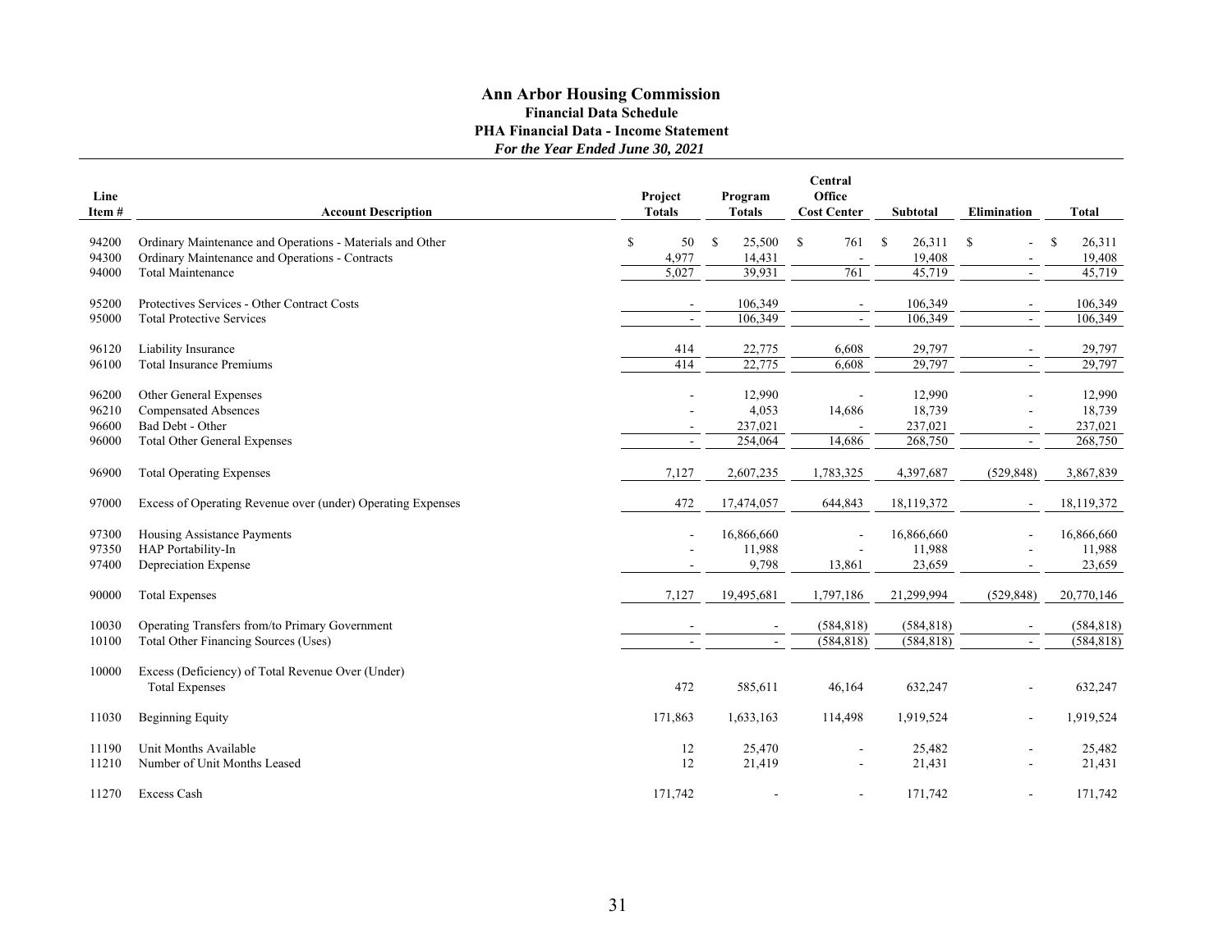# Ann Arbor Housing Commission

## Financial Data Schedule

### PHA Financial Data - Income Statement

***For the Year Ended June 30, 2021***

| Line Item # | Account Description | Project Totals | Program Totals | Central Office Cost Center | Subtotal | Elimination | Total |
|---|---|---|---|---|---|---|---|
| 94200 | Ordinary Maintenance and Operations - Materials and Other | $ 50 | $ 25,500 | $ 761 | $ 26,311 | $ - | $ 26,311 |
| 94300 | Ordinary Maintenance and Operations - Contracts | 4,977 | 14,431 | - | 19,408 | - | 19,408 |
| 94000 | Total Maintenance | 5,027 | 39,931 | 761 | 45,719 | - | 45,719 |
| 95200 | Protectives Services - Other Contract Costs | - | 106,349 | - | 106,349 | - | 106,349 |
| 95000 | Total Protective Services | - | 106,349 | - | 106,349 | - | 106,349 |
| 96120 | Liability Insurance | 414 | 22,775 | 6,608 | 29,797 | - | 29,797 |
| 96100 | Total Insurance Premiums | 414 | 22,775 | 6,608 | 29,797 | - | 29,797 |
| 96200 | Other General Expenses | - | 12,990 | - | 12,990 | - | 12,990 |
| 96210 | Compensated Absences | - | 4,053 | 14,686 | 18,739 | - | 18,739 |
| 96600 | Bad Debt - Other | - | 237,021 | - | 237,021 | - | 237,021 |
| 96000 | Total Other General Expenses | - | 254,064 | 14,686 | 268,750 | - | 268,750 |
| 96900 | Total Operating Expenses | 7,127 | 2,607,235 | 1,783,325 | 4,397,687 | (529,848) | 3,867,839 |
| 97000 | Excess of Operating Revenue over (under) Operating Expenses | 472 | 17,474,057 | 644,843 | 18,119,372 | - | 18,119,372 |
| 97300 | Housing Assistance Payments | - | 16,866,660 | - | 16,866,660 | - | 16,866,660 |
| 97350 | HAP Portability-In | - | 11,988 | - | 11,988 | - | 11,988 |
| 97400 | Depreciation Expense | - | 9,798 | 13,861 | 23,659 | - | 23,659 |
| 90000 | Total Expenses | 7,127 | 19,495,681 | 1,797,186 | 21,299,994 | (529,848) | 20,770,146 |
| 10030 | Operating Transfers from/to Primary Government | - | - | (584,818) | (584,818) | - | (584,818) |
| 10100 | Total Other Financing Sources (Uses) | - | - | (584,818) | (584,818) | - | (584,818) |
| 10000 | Excess (Deficiency) of Total Revenue Over (Under) Total Expenses | 472 | 585,611 | 46,164 | 632,247 | - | 632,247 |
| 11030 | Beginning Equity | 171,863 | 1,633,163 | 114,498 | 1,919,524 | - | 1,919,524 |
| 11190 | Unit Months Available | 12 | 25,470 | - | 25,482 | - | 25,482 |
| 11210 | Number of Unit Months Leased | 12 | 21,419 | - | 21,431 | - | 21,431 |
| 11270 | Excess Cash | 171,742 | - | - | 171,742 | - | 171,742 |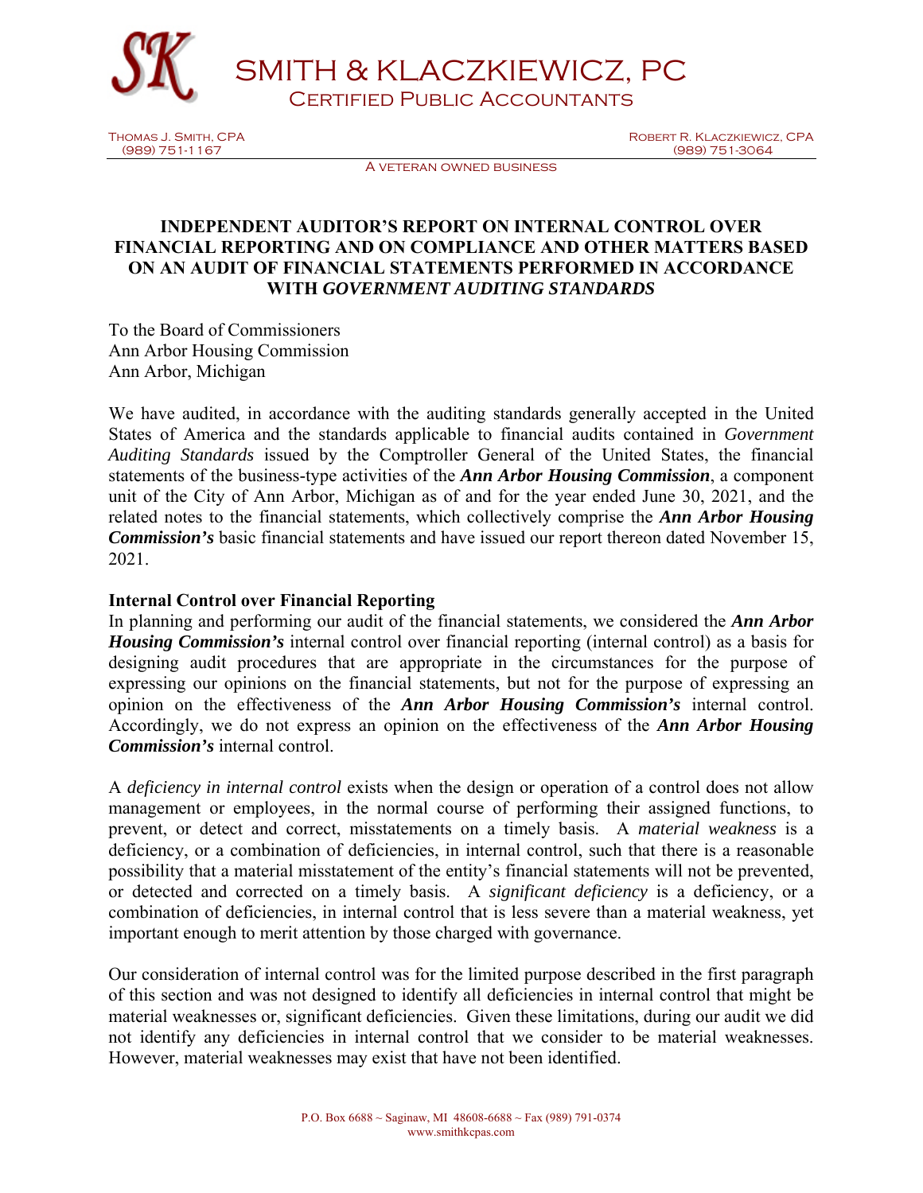# SMITH & KLACZKIEWICZ, PC

## Certified Public Accountants

Thomas J. Smith, CPA
(989) 751-1167

Robert R. Klaczkiewicz, CPA
(989) 751-3064

A veteran owned business

## INDEPENDENT AUDITOR'S REPORT ON INTERNAL CONTROL OVER FINANCIAL REPORTING AND ON COMPLIANCE AND OTHER MATTERS BASED ON AN AUDIT OF FINANCIAL STATEMENTS PERFORMED IN ACCORDANCE WITH *GOVERNMENT AUDITING STANDARDS*

To the Board of Commissioners
Ann Arbor Housing Commission
Ann Arbor, Michigan

We have audited, in accordance with the auditing standards generally accepted in the United States of America and the standards applicable to financial audits contained in *Government Auditing Standards* issued by the Comptroller General of the United States, the financial statements of the business-type activities of the ***Ann Arbor Housing Commission***, a component unit of the City of Ann Arbor, Michigan as of and for the year ended June 30, 2021, and the related notes to the financial statements, which collectively comprise the ***Ann Arbor Housing Commission's*** basic financial statements and have issued our report thereon dated November 15, 2021.

**Internal Control over Financial Reporting**

In planning and performing our audit of the financial statements, we considered the ***Ann Arbor Housing Commission's*** internal control over financial reporting (internal control) as a basis for designing audit procedures that are appropriate in the circumstances for the purpose of expressing our opinions on the financial statements, but not for the purpose of expressing an opinion on the effectiveness of the ***Ann Arbor Housing Commission's*** internal control. Accordingly, we do not express an opinion on the effectiveness of the ***Ann Arbor Housing Commission's*** internal control.

A *deficiency in internal control* exists when the design or operation of a control does not allow management or employees, in the normal course of performing their assigned functions, to prevent, or detect and correct, misstatements on a timely basis. A *material weakness* is a deficiency, or a combination of deficiencies, in internal control, such that there is a reasonable possibility that a material misstatement of the entity's financial statements will not be prevented, or detected and corrected on a timely basis. A *significant deficiency* is a deficiency, or a combination of deficiencies, in internal control that is less severe than a material weakness, yet important enough to merit attention by those charged with governance.

Our consideration of internal control was for the limited purpose described in the first paragraph of this section and was not designed to identify all deficiencies in internal control that might be material weaknesses or, significant deficiencies. Given these limitations, during our audit we did not identify any deficiencies in internal control that we consider to be material weaknesses. However, material weaknesses may exist that have not been identified.

P.O. Box 6688 ~ Saginaw, MI 48608-6688 ~ Fax (989) 791-0374
www.smithkcpas.com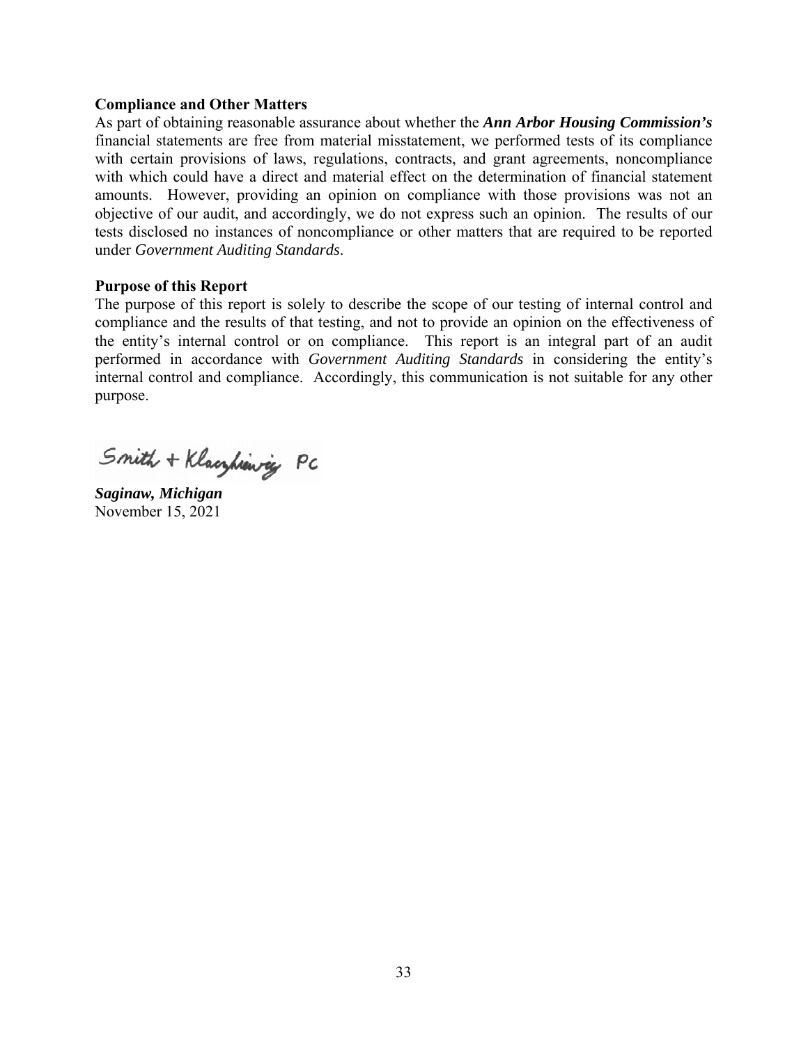### Compliance and Other Matters

As part of obtaining reasonable assurance about whether the ***Ann Arbor Housing Commission's*** financial statements are free from material misstatement, we performed tests of its compliance with certain provisions of laws, regulations, contracts, and grant agreements, noncompliance with which could have a direct and material effect on the determination of financial statement amounts. However, providing an opinion on compliance with those provisions was not an objective of our audit, and accordingly, we do not express such an opinion. The results of our tests disclosed no instances of noncompliance or other matters that are required to be reported under *Government Auditing Standards*.

### Purpose of this Report

The purpose of this report is solely to describe the scope of our testing of internal control and compliance and the results of that testing, and not to provide an opinion on the effectiveness of the entity's internal control or on compliance. This report is an integral part of an audit performed in accordance with *Government Auditing Standards* in considering the entity's internal control and compliance. Accordingly, this communication is not suitable for any other purpose.

Smith + Klaczkiewicz PC

***Saginaw, Michigan***
November 15, 2021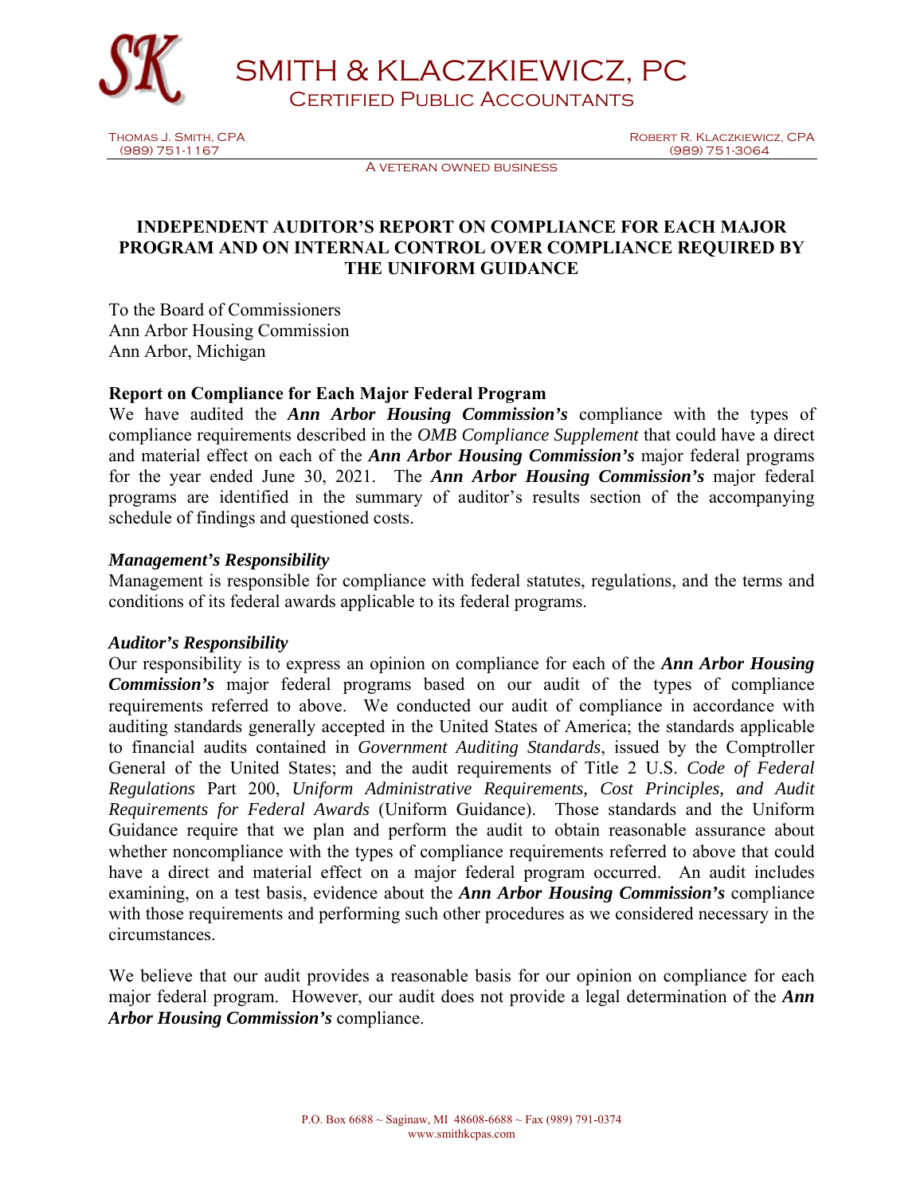# SMITH & KLACZKIEWICZ, PC

CERTIFIED PUBLIC ACCOUNTANTS

THOMAS J. SMITH, CPA
(989) 751-1167

ROBERT R. KLACZKIEWICZ, CPA
(989) 751-3064

A VETERAN OWNED BUSINESS

## INDEPENDENT AUDITOR'S REPORT ON COMPLIANCE FOR EACH MAJOR PROGRAM AND ON INTERNAL CONTROL OVER COMPLIANCE REQUIRED BY THE UNIFORM GUIDANCE

To the Board of Commissioners
Ann Arbor Housing Commission
Ann Arbor, Michigan

### Report on Compliance for Each Major Federal Program

We have audited the ***Ann Arbor Housing Commission's*** compliance with the types of compliance requirements described in the *OMB Compliance Supplement* that could have a direct and material effect on each of the ***Ann Arbor Housing Commission's*** major federal programs for the year ended June 30, 2021. The ***Ann Arbor Housing Commission's*** major federal programs are identified in the summary of auditor's results section of the accompanying schedule of findings and questioned costs.

#### *Management's Responsibility*

Management is responsible for compliance with federal statutes, regulations, and the terms and conditions of its federal awards applicable to its federal programs.

#### *Auditor's Responsibility*

Our responsibility is to express an opinion on compliance for each of the ***Ann Arbor Housing Commission's*** major federal programs based on our audit of the types of compliance requirements referred to above. We conducted our audit of compliance in accordance with auditing standards generally accepted in the United States of America; the standards applicable to financial audits contained in *Government Auditing Standards*, issued by the Comptroller General of the United States; and the audit requirements of Title 2 U.S. *Code of Federal Regulations* Part 200, *Uniform Administrative Requirements, Cost Principles, and Audit Requirements for Federal Awards* (Uniform Guidance). Those standards and the Uniform Guidance require that we plan and perform the audit to obtain reasonable assurance about whether noncompliance with the types of compliance requirements referred to above that could have a direct and material effect on a major federal program occurred. An audit includes examining, on a test basis, evidence about the ***Ann Arbor Housing Commission's*** compliance with those requirements and performing such other procedures as we considered necessary in the circumstances.

We believe that our audit provides a reasonable basis for our opinion on compliance for each major federal program. However, our audit does not provide a legal determination of the ***Ann Arbor Housing Commission's*** compliance.

P.O. Box 6688 ~ Saginaw, MI 48608-6688 ~ Fax (989) 791-0374
www.smithkcpas.com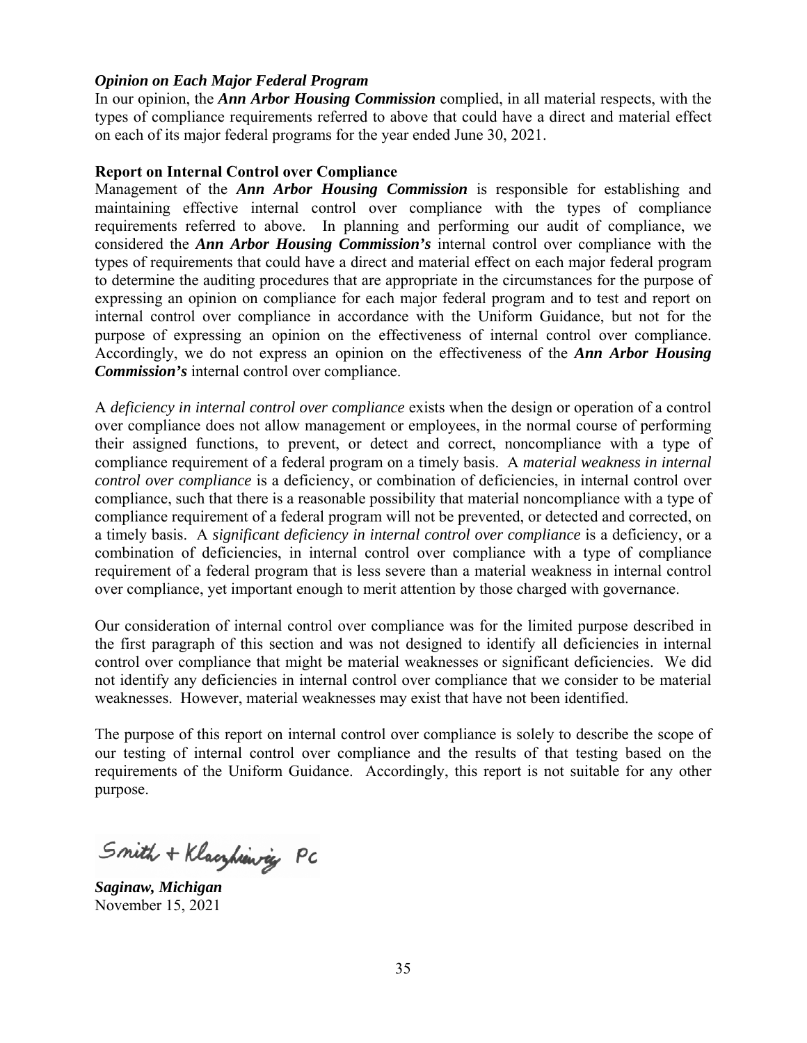***Opinion on Each Major Federal Program***

In our opinion, the ***Ann Arbor Housing Commission*** complied, in all material respects, with the types of compliance requirements referred to above that could have a direct and material effect on each of its major federal programs for the year ended June 30, 2021.

**Report on Internal Control over Compliance**

Management of the ***Ann Arbor Housing Commission*** is responsible for establishing and maintaining effective internal control over compliance with the types of compliance requirements referred to above. In planning and performing our audit of compliance, we considered the ***Ann Arbor Housing Commission's*** internal control over compliance with the types of requirements that could have a direct and material effect on each major federal program to determine the auditing procedures that are appropriate in the circumstances for the purpose of expressing an opinion on compliance for each major federal program and to test and report on internal control over compliance in accordance with the Uniform Guidance, but not for the purpose of expressing an opinion on the effectiveness of internal control over compliance. Accordingly, we do not express an opinion on the effectiveness of the ***Ann Arbor Housing Commission's*** internal control over compliance.

A *deficiency in internal control over compliance* exists when the design or operation of a control over compliance does not allow management or employees, in the normal course of performing their assigned functions, to prevent, or detect and correct, noncompliance with a type of compliance requirement of a federal program on a timely basis. A *material weakness in internal control over compliance* is a deficiency, or combination of deficiencies, in internal control over compliance, such that there is a reasonable possibility that material noncompliance with a type of compliance requirement of a federal program will not be prevented, or detected and corrected, on a timely basis. A *significant deficiency in internal control over compliance* is a deficiency, or a combination of deficiencies, in internal control over compliance with a type of compliance requirement of a federal program that is less severe than a material weakness in internal control over compliance, yet important enough to merit attention by those charged with governance.

Our consideration of internal control over compliance was for the limited purpose described in the first paragraph of this section and was not designed to identify all deficiencies in internal control over compliance that might be material weaknesses or significant deficiencies. We did not identify any deficiencies in internal control over compliance that we consider to be material weaknesses. However, material weaknesses may exist that have not been identified.

The purpose of this report on internal control over compliance is solely to describe the scope of our testing of internal control over compliance and the results of that testing based on the requirements of the Uniform Guidance. Accordingly, this report is not suitable for any other purpose.

Smith + Klaczkiewicz PC

***Saginaw, Michigan***
November 15, 2021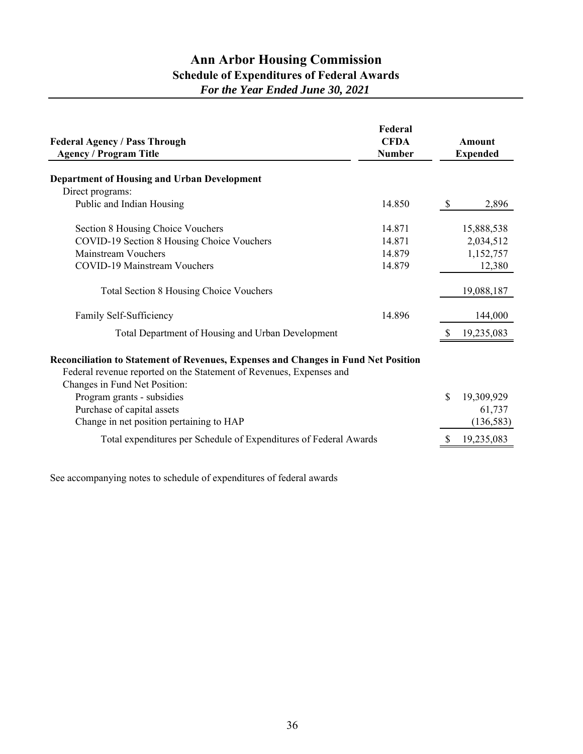# Ann Arbor Housing Commission

## Schedule of Expenditures of Federal Awards

### *For the Year Ended June 30, 2021*

| Federal Agency / Pass Through Agency / Program Title | Federal CFDA Number | Amount Expended |
|---|---|---|
| **Department of Housing and Urban Development** | | |
| Direct programs: | | |
| Public and Indian Housing | 14.850 | $ 2,896 |
| Section 8 Housing Choice Vouchers | 14.871 | 15,888,538 |
| COVID-19 Section 8 Housing Choice Vouchers | 14.871 | 2,034,512 |
| Mainstream Vouchers | 14.879 | 1,152,757 |
| COVID-19 Mainstream Vouchers | 14.879 | 12,380 |
| Total Section 8 Housing Choice Vouchers | | 19,088,187 |
| Family Self-Sufficiency | 14.896 | 144,000 |
| Total Department of Housing and Urban Development | | $ 19,235,083 |

**Reconciliation to Statement of Revenues, Expenses and Changes in Fund Net Position**

| Federal revenue reported on the Statement of Revenues, Expenses and Changes in Fund Net Position: | |
|---|---|
| Program grants - subsidies | $ 19,309,929 |
| Purchase of capital assets | 61,737 |
| Change in net position pertaining to HAP | (136,583) |
| Total expenditures per Schedule of Expenditures of Federal Awards | $ 19,235,083 |

See accompanying notes to schedule of expenditures of federal awards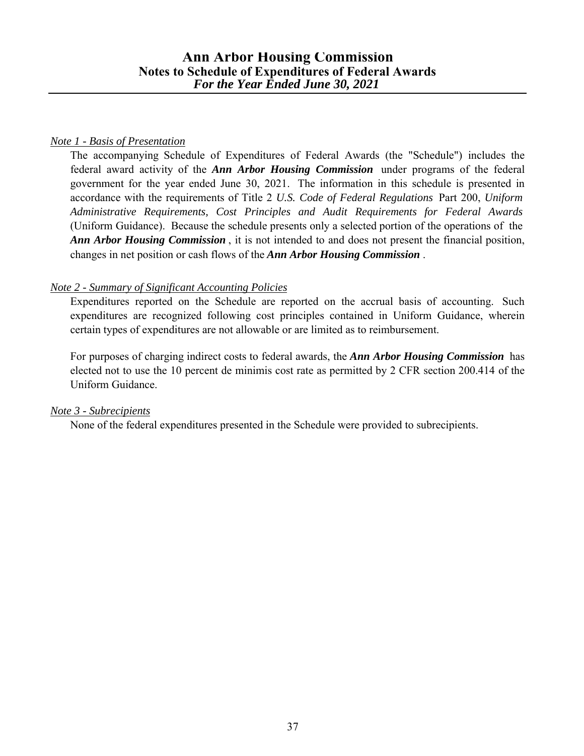# Ann Arbor Housing Commission
## Notes to Schedule of Expenditures of Federal Awards
### *For the Year Ended June 30, 2021*

*Note 1 - Basis of Presentation*

The accompanying Schedule of Expenditures of Federal Awards (the "Schedule") includes the federal award activity of the ***Ann Arbor Housing Commission*** under programs of the federal government for the year ended June 30, 2021. The information in this schedule is presented in accordance with the requirements of Title 2 *U.S. Code of Federal Regulations* Part 200, *Uniform Administrative Requirements, Cost Principles and Audit Requirements for Federal Awards* (Uniform Guidance). Because the schedule presents only a selected portion of the operations of the ***Ann Arbor Housing Commission***, it is not intended to and does not present the financial position, changes in net position or cash flows of the ***Ann Arbor Housing Commission***.

*Note 2 - Summary of Significant Accounting Policies*

Expenditures reported on the Schedule are reported on the accrual basis of accounting. Such expenditures are recognized following cost principles contained in Uniform Guidance, wherein certain types of expenditures are not allowable or are limited as to reimbursement.

For purposes of charging indirect costs to federal awards, the ***Ann Arbor Housing Commission*** has elected not to use the 10 percent de minimis cost rate as permitted by 2 CFR section 200.414 of the Uniform Guidance.

*Note 3 - Subrecipients*

None of the federal expenditures presented in the Schedule were provided to subrecipients.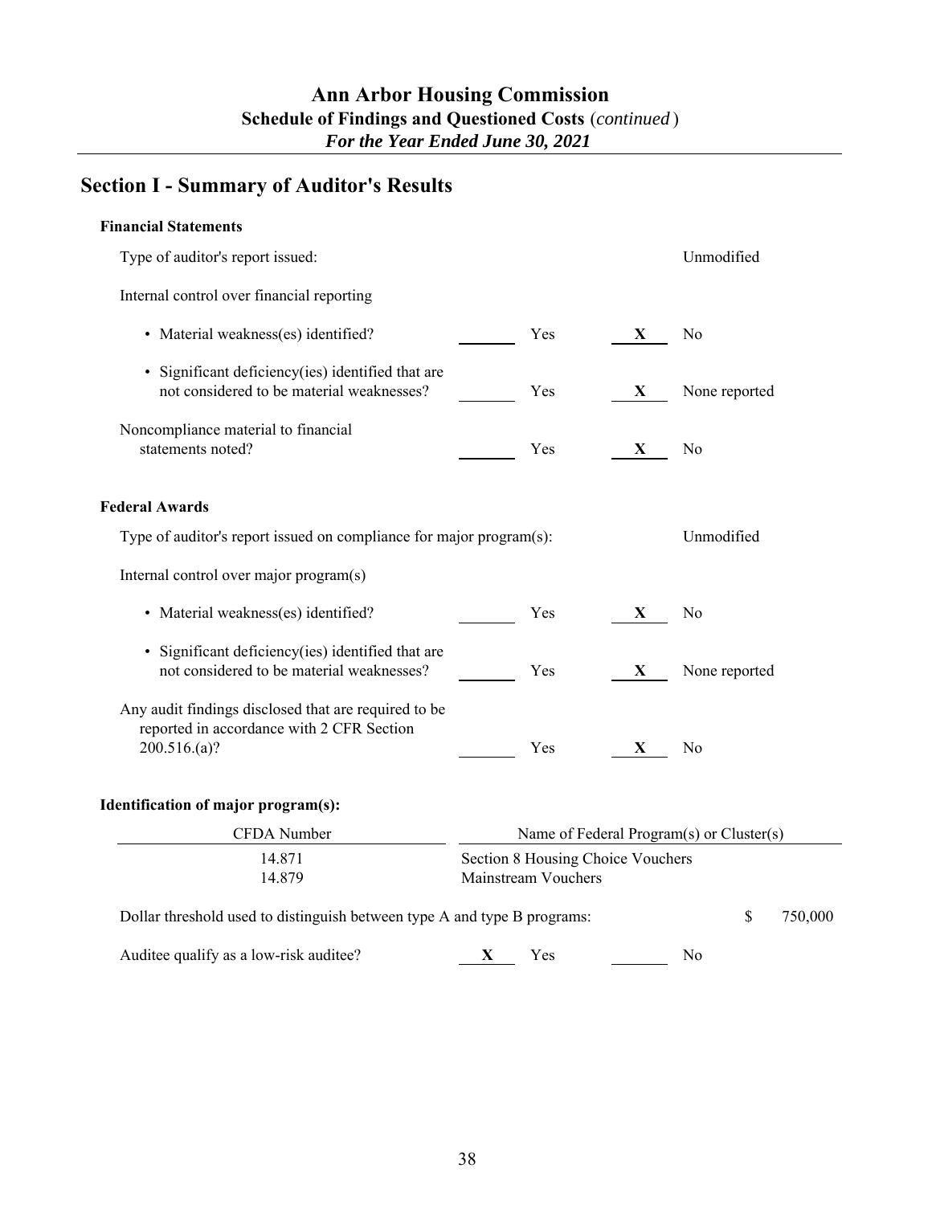# Ann Arbor Housing Commission

**Schedule of Findings and Questioned Costs** (*continued*)

***For the Year Ended June 30, 2021***

## Section I - Summary of Auditor's Results

### Financial Statements

| | | | | |
|---|---|---|---|---|
| Type of auditor's report issued: | | | | Unmodified |
| Internal control over financial reporting | | | | |
| • Material weakness(es) identified? | | Yes | X | No |
| • Significant deficiency(ies) identified that are not considered to be material weaknesses? | | Yes | X | None reported |
| Noncompliance material to financial statements noted? | | Yes | X | No |

### Federal Awards

| | | | | |
|---|---|---|---|---|
| Type of auditor's report issued on compliance for major program(s): | | | | Unmodified |
| Internal control over major program(s) | | | | |
| • Material weakness(es) identified? | | Yes | X | No |
| • Significant deficiency(ies) identified that are not considered to be material weaknesses? | | Yes | X | None reported |
| Any audit findings disclosed that are required to be reported in accordance with 2 CFR Section 200.516.(a)? | | Yes | X | No |

### Identification of major program(s):

| CFDA Number | Name of Federal Program(s) or Cluster(s) |
|---|---|
| 14.871 | Section 8 Housing Choice Vouchers |
| 14.879 | Mainstream Vouchers |

Dollar threshold used to distinguish between type A and type B programs: $ 750,000

| | | | | |
|---|---|---|---|---|
| Auditee qualify as a low-risk auditee? | X | Yes | | No |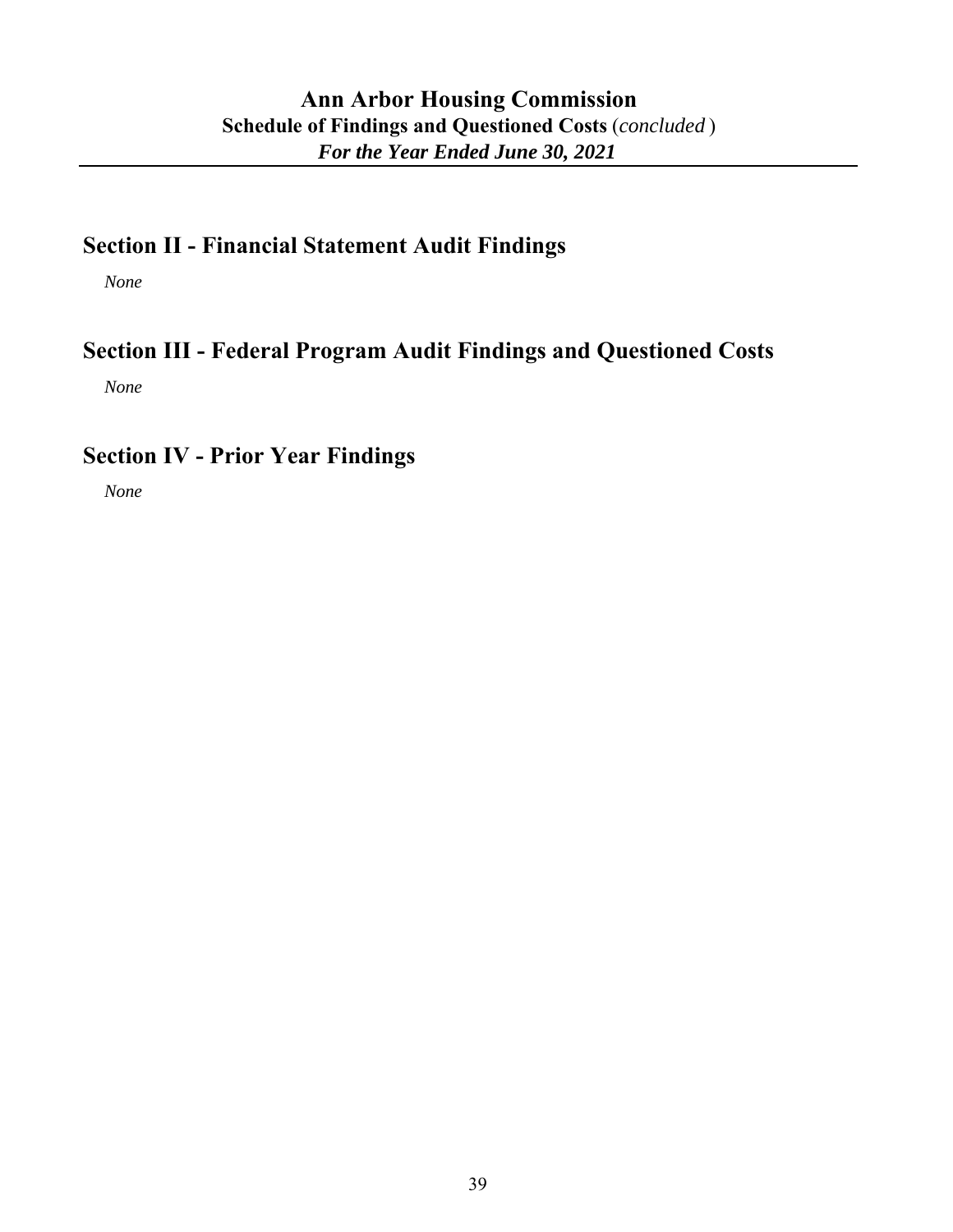# Ann Arbor Housing Commission

**Schedule of Findings and Questioned Costs** *(concluded)*

***For the Year Ended June 30, 2021***

## Section II - Financial Statement Audit Findings

*None*

## Section III - Federal Program Audit Findings and Questioned Costs

*None*

## Section IV - Prior Year Findings

*None*